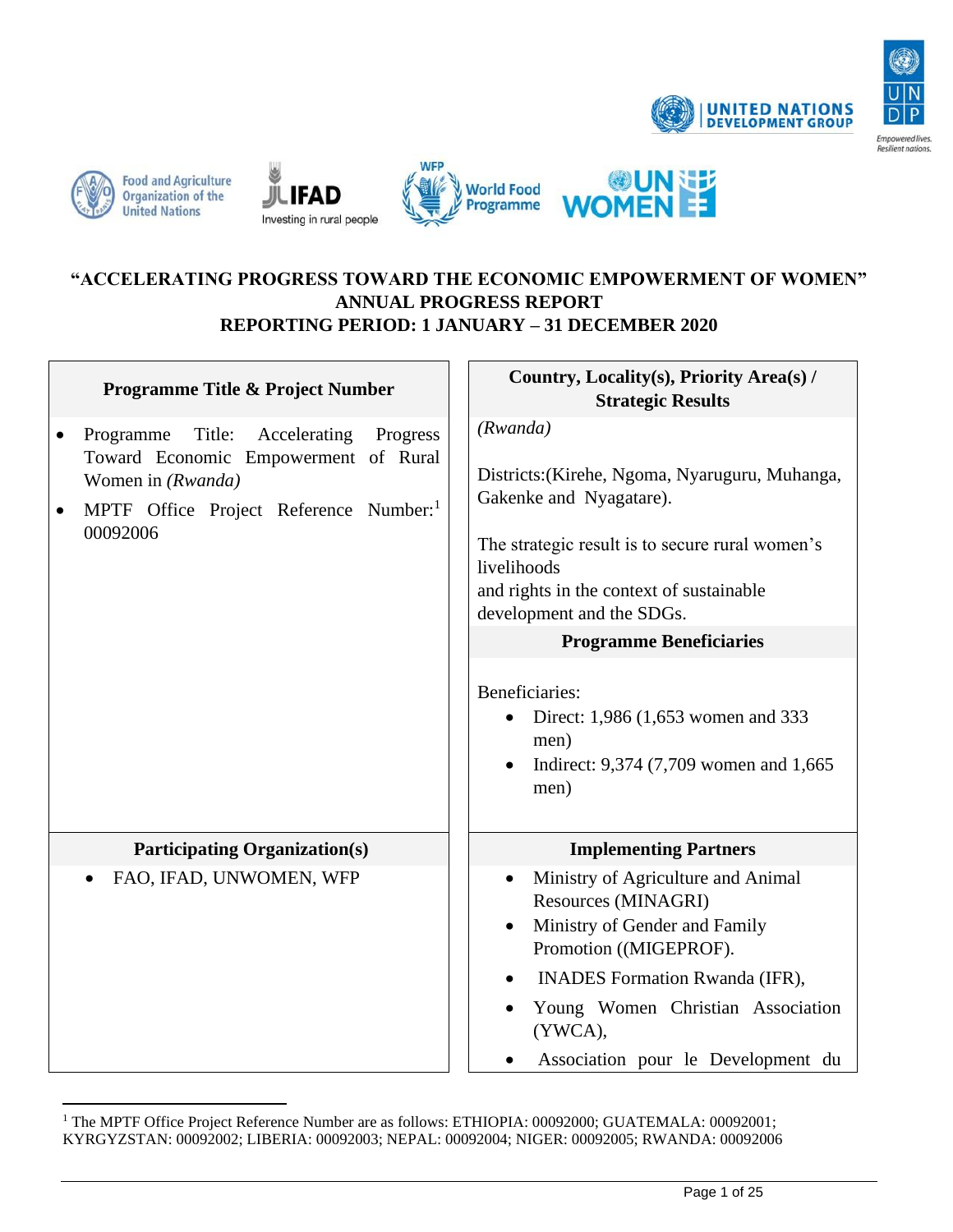# "ACCELERATING PROGRESS TOWARD THE ECONOMIC EMPOWERMENT OF WOMEN"
## ANNUAL PROGRESS REPORT
## REPORTING PERIOD: 1 JANUARY – 31 DECEMBER 2020

| Programme Title & Project Number | Country, Locality(s), Priority Area(s) / Strategic Results |
|---|---|
| • Programme Title: Accelerating Progress Toward Economic Empowerment of Rural Women in *(Rwanda)*<br>• MPTF Office Project Reference Number:[1] 00092006 | *(Rwanda)*<br><br>Districts:(Kirehe, Ngoma, Nyaruguru, Muhanga, Gakenke and Nyagatare).<br><br>The strategic result is to secure rural women's livelihoods and rights in the context of sustainable development and the SDGs. |
| | **Programme Beneficiaries** |
| | Beneficiaries:<br>• Direct: 1,986 (1,653 women and 333 men)<br>• Indirect: 9,374 (7,709 women and 1,665 men) |
| **Participating Organization(s)** | **Implementing Partners** |
| • FAO, IFAD, UNWOMEN, WFP | • Ministry of Agriculture and Animal Resources (MINAGRI)<br>• Ministry of Gender and Family Promotion ((MIGEPROF).<br>• INADES Formation Rwanda (IFR),<br>• Young Women Christian Association (YWCA),<br>• Association pour le Development du |

[1] The MPTF Office Project Reference Number are as follows: ETHIOPIA: 00092000; GUATEMALA: 00092001; KYRGYZSTAN: 00092002; LIBERIA: 00092003; NEPAL: 00092004; NIGER: 00092005; RWANDA: 00092006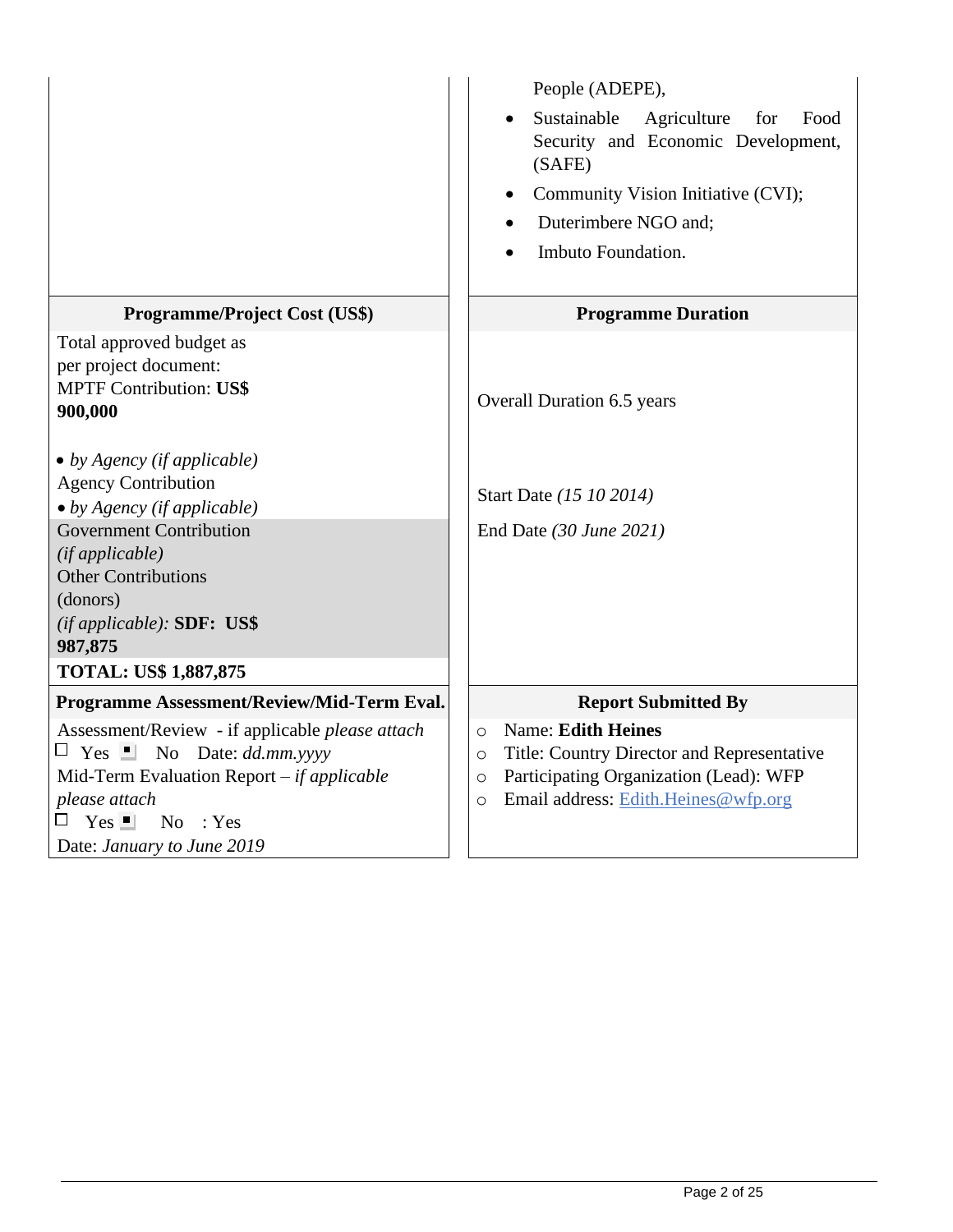| | |
|---|---|
| | People (ADEPE),<br>• Sustainable Agriculture for Food Security and Economic Development, (SAFE)<br>• Community Vision Initiative (CVI);<br>• Duterimbere NGO and;<br>• Imbuto Foundation. |
| **Programme/Project Cost (US$)** | **Programme Duration** |
| Total approved budget as per project document:<br>MPTF Contribution: **US$ 900,000**<br><br>• *by Agency (if applicable)*<br>Agency Contribution<br>• *by Agency (if applicable)*<br>Government Contribution *(if applicable)*<br>Other Contributions (donors) *(if applicable)*: **SDF: US$ 987,875**<br>**TOTAL: US$ 1,887,875** | Overall Duration 6.5 years<br><br>Start Date *(15 10 2014)*<br><br>End Date *(30 June 2021)* |
| **Programme Assessment/Review/Mid-Term Eval.** | **Report Submitted By** |
| Assessment/Review - if applicable *please attach*<br>☐ Yes ■ No Date: *dd.mm.yyyy*<br>Mid-Term Evaluation Report – *if applicable please attach*<br>☐ Yes ■ No : Yes<br>Date: *January to June 2019* | ○ Name: **Edith Heines**<br>○ Title: Country Director and Representative<br>○ Participating Organization (Lead): WFP<br>○ Email address: Edith.Heines@wfp.org |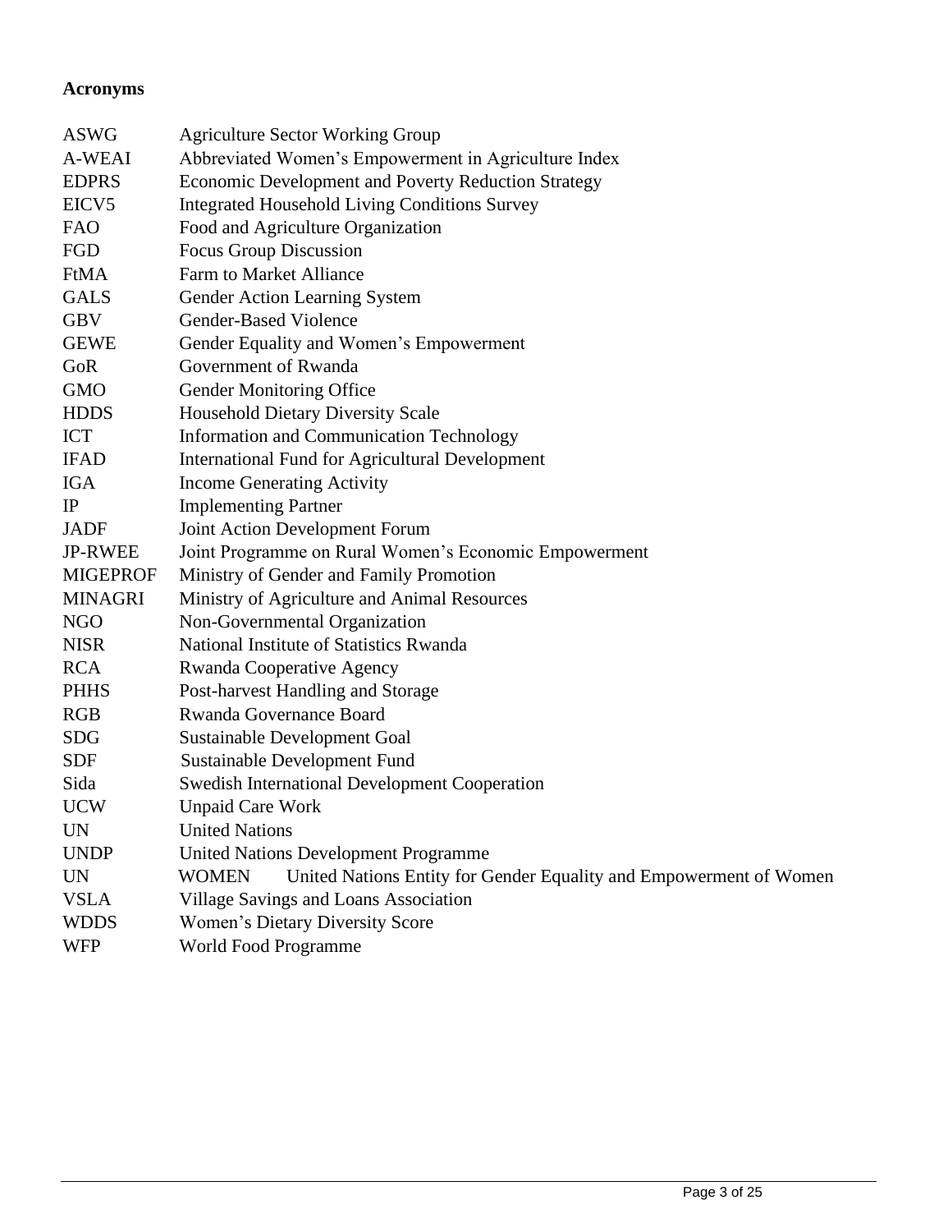**Acronyms**

| | |
|---|---|
| ASWG | Agriculture Sector Working Group |
| A-WEAI | Abbreviated Women's Empowerment in Agriculture Index |
| EDPRS | Economic Development and Poverty Reduction Strategy |
| EICV5 | Integrated Household Living Conditions Survey |
| FAO | Food and Agriculture Organization |
| FGD | Focus Group Discussion |
| FtMA | Farm to Market Alliance |
| GALS | Gender Action Learning System |
| GBV | Gender-Based Violence |
| GEWE | Gender Equality and Women's Empowerment |
| GoR | Government of Rwanda |
| GMO | Gender Monitoring Office |
| HDDS | Household Dietary Diversity Scale |
| ICT | Information and Communication Technology |
| IFAD | International Fund for Agricultural Development |
| IGA | Income Generating Activity |
| IP | Implementing Partner |
| JADF | Joint Action Development Forum |
| JP-RWEE | Joint Programme on Rural Women's Economic Empowerment |
| MIGEPROF | Ministry of Gender and Family Promotion |
| MINAGRI | Ministry of Agriculture and Animal Resources |
| NGO | Non-Governmental Organization |
| NISR | National Institute of Statistics Rwanda |
| RCA | Rwanda Cooperative Agency |
| PHHS | Post-harvest Handling and Storage |
| RGB | Rwanda Governance Board |
| SDG | Sustainable Development Goal |
| SDF | Sustainable Development Fund |
| Sida | Swedish International Development Cooperation |
| UCW | Unpaid Care Work |
| UN | United Nations |
| UNDP | United Nations Development Programme |
| UN WOMEN | United Nations Entity for Gender Equality and Empowerment of Women |
| VSLA | Village Savings and Loans Association |
| WDDS | Women's Dietary Diversity Score |
| WFP | World Food Programme |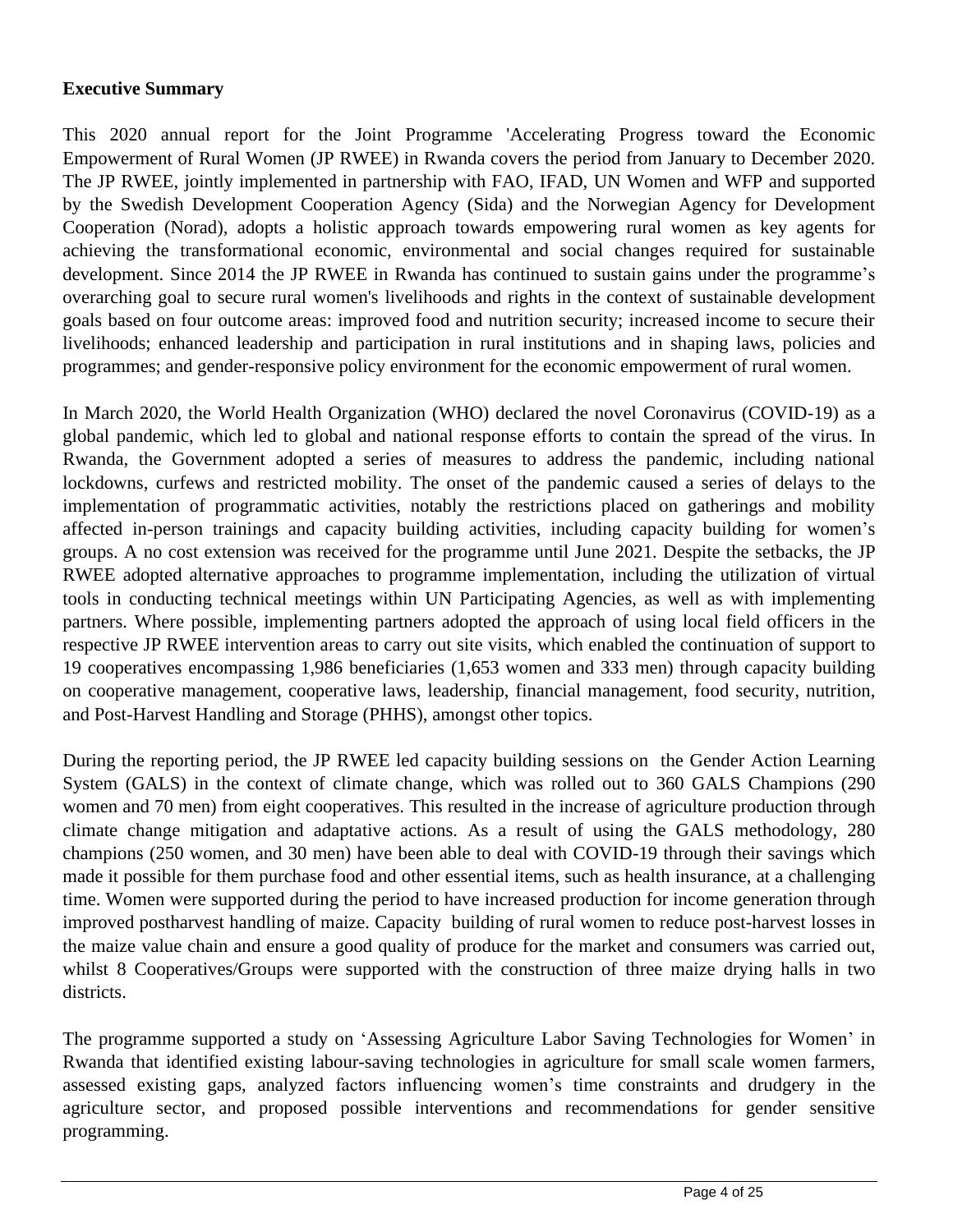**Executive Summary**

This 2020 annual report for the Joint Programme 'Accelerating Progress toward the Economic Empowerment of Rural Women (JP RWEE) in Rwanda covers the period from January to December 2020. The JP RWEE, jointly implemented in partnership with FAO, IFAD, UN Women and WFP and supported by the Swedish Development Cooperation Agency (Sida) and the Norwegian Agency for Development Cooperation (Norad), adopts a holistic approach towards empowering rural women as key agents for achieving the transformational economic, environmental and social changes required for sustainable development. Since 2014 the JP RWEE in Rwanda has continued to sustain gains under the programme's overarching goal to secure rural women's livelihoods and rights in the context of sustainable development goals based on four outcome areas: improved food and nutrition security; increased income to secure their livelihoods; enhanced leadership and participation in rural institutions and in shaping laws, policies and programmes; and gender-responsive policy environment for the economic empowerment of rural women.

In March 2020, the World Health Organization (WHO) declared the novel Coronavirus (COVID-19) as a global pandemic, which led to global and national response efforts to contain the spread of the virus. In Rwanda, the Government adopted a series of measures to address the pandemic, including national lockdowns, curfews and restricted mobility. The onset of the pandemic caused a series of delays to the implementation of programmatic activities, notably the restrictions placed on gatherings and mobility affected in-person trainings and capacity building activities, including capacity building for women's groups. A no cost extension was received for the programme until June 2021. Despite the setbacks, the JP RWEE adopted alternative approaches to programme implementation, including the utilization of virtual tools in conducting technical meetings within UN Participating Agencies, as well as with implementing partners. Where possible, implementing partners adopted the approach of using local field officers in the respective JP RWEE intervention areas to carry out site visits, which enabled the continuation of support to 19 cooperatives encompassing 1,986 beneficiaries (1,653 women and 333 men) through capacity building on cooperative management, cooperative laws, leadership, financial management, food security, nutrition, and Post-Harvest Handling and Storage (PHHS), amongst other topics.

During the reporting period, the JP RWEE led capacity building sessions on the Gender Action Learning System (GALS) in the context of climate change, which was rolled out to 360 GALS Champions (290 women and 70 men) from eight cooperatives. This resulted in the increase of agriculture production through climate change mitigation and adaptative actions. As a result of using the GALS methodology, 280 champions (250 women, and 30 men) have been able to deal with COVID-19 through their savings which made it possible for them purchase food and other essential items, such as health insurance, at a challenging time. Women were supported during the period to have increased production for income generation through improved postharvest handling of maize. Capacity building of rural women to reduce post-harvest losses in the maize value chain and ensure a good quality of produce for the market and consumers was carried out, whilst 8 Cooperatives/Groups were supported with the construction of three maize drying halls in two districts.

The programme supported a study on 'Assessing Agriculture Labor Saving Technologies for Women' in Rwanda that identified existing labour-saving technologies in agriculture for small scale women farmers, assessed existing gaps, analyzed factors influencing women's time constraints and drudgery in the agriculture sector, and proposed possible interventions and recommendations for gender sensitive programming.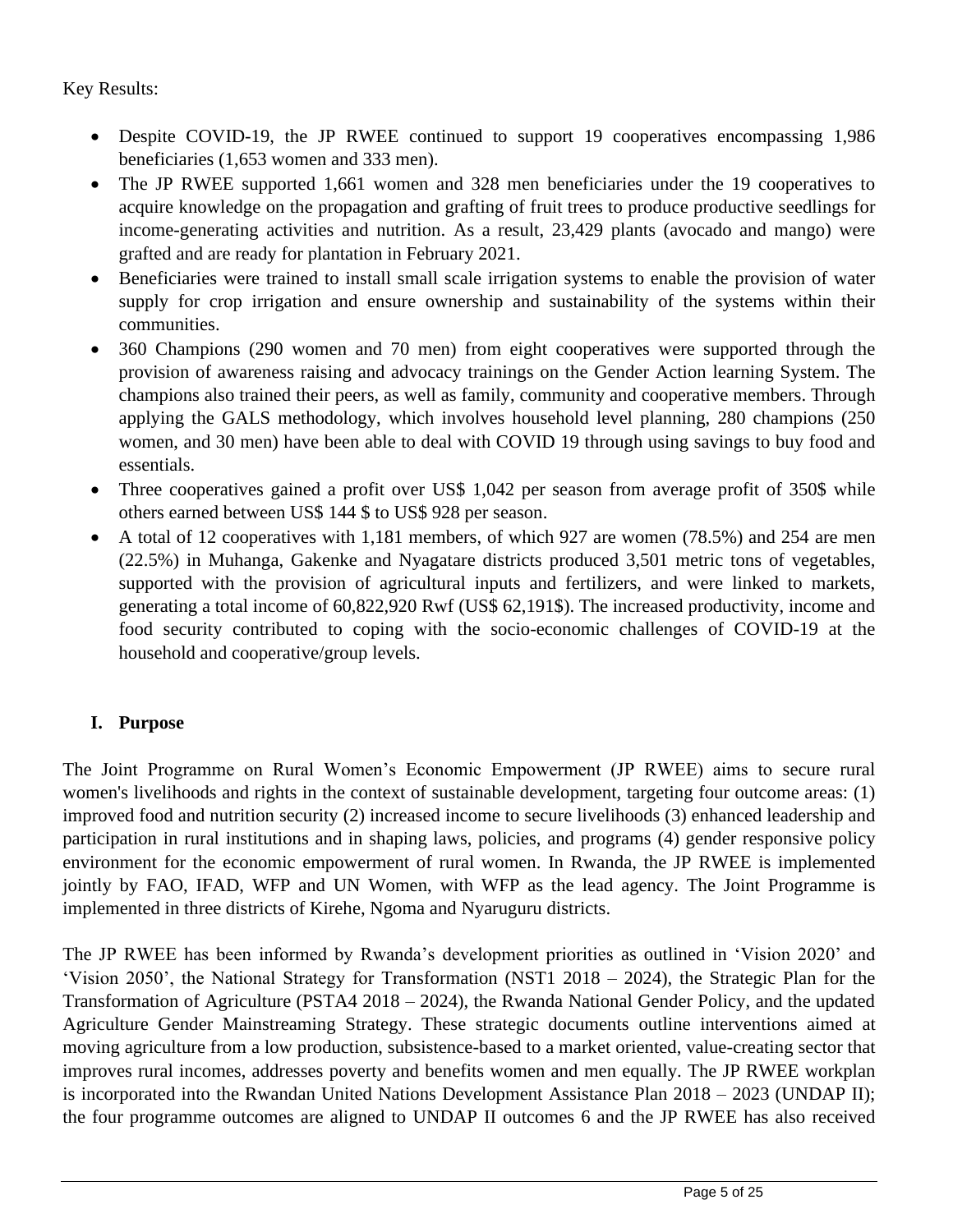Key Results:

- Despite COVID-19, the JP RWEE continued to support 19 cooperatives encompassing 1,986 beneficiaries (1,653 women and 333 men).
- The JP RWEE supported 1,661 women and 328 men beneficiaries under the 19 cooperatives to acquire knowledge on the propagation and grafting of fruit trees to produce productive seedlings for income-generating activities and nutrition. As a result, 23,429 plants (avocado and mango) were grafted and are ready for plantation in February 2021.
- Beneficiaries were trained to install small scale irrigation systems to enable the provision of water supply for crop irrigation and ensure ownership and sustainability of the systems within their communities.
- 360 Champions (290 women and 70 men) from eight cooperatives were supported through the provision of awareness raising and advocacy trainings on the Gender Action learning System. The champions also trained their peers, as well as family, community and cooperative members. Through applying the GALS methodology, which involves household level planning, 280 champions (250 women, and 30 men) have been able to deal with COVID 19 through using savings to buy food and essentials.
- Three cooperatives gained a profit over US$ 1,042 per season from average profit of 350$ while others earned between US$ 144 $ to US$ 928 per season.
- A total of 12 cooperatives with 1,181 members, of which 927 are women (78.5%) and 254 are men (22.5%) in Muhanga, Gakenke and Nyagatare districts produced 3,501 metric tons of vegetables, supported with the provision of agricultural inputs and fertilizers, and were linked to markets, generating a total income of 60,822,920 Rwf (US$ 62,191$). The increased productivity, income and food security contributed to coping with the socio-economic challenges of COVID-19 at the household and cooperative/group levels.

## I. Purpose

The Joint Programme on Rural Women's Economic Empowerment (JP RWEE) aims to secure rural women's livelihoods and rights in the context of sustainable development, targeting four outcome areas: (1) improved food and nutrition security (2) increased income to secure livelihoods (3) enhanced leadership and participation in rural institutions and in shaping laws, policies, and programs (4) gender responsive policy environment for the economic empowerment of rural women. In Rwanda, the JP RWEE is implemented jointly by FAO, IFAD, WFP and UN Women, with WFP as the lead agency. The Joint Programme is implemented in three districts of Kirehe, Ngoma and Nyaruguru districts.

The JP RWEE has been informed by Rwanda's development priorities as outlined in 'Vision 2020' and 'Vision 2050', the National Strategy for Transformation (NST1 2018 – 2024), the Strategic Plan for the Transformation of Agriculture (PSTA4 2018 – 2024), the Rwanda National Gender Policy, and the updated Agriculture Gender Mainstreaming Strategy. These strategic documents outline interventions aimed at moving agriculture from a low production, subsistence-based to a market oriented, value-creating sector that improves rural incomes, addresses poverty and benefits women and men equally. The JP RWEE workplan is incorporated into the Rwandan United Nations Development Assistance Plan 2018 – 2023 (UNDAP II); the four programme outcomes are aligned to UNDAP II outcomes 6 and the JP RWEE has also received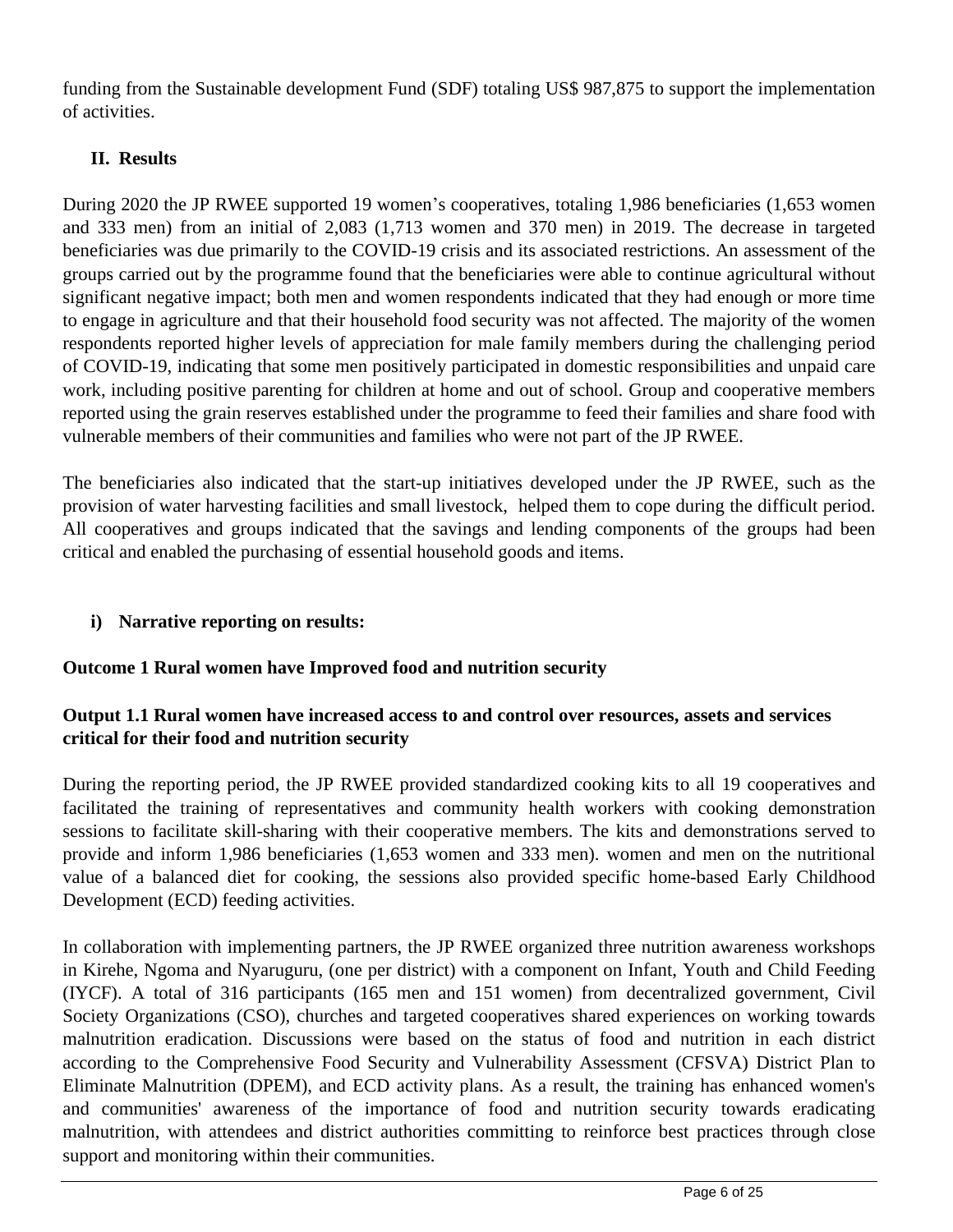funding from the Sustainable development Fund (SDF) totaling US$ 987,875 to support the implementation of activities.

## II. Results

During 2020 the JP RWEE supported 19 women's cooperatives, totaling 1,986 beneficiaries (1,653 women and 333 men) from an initial of 2,083 (1,713 women and 370 men) in 2019. The decrease in targeted beneficiaries was due primarily to the COVID-19 crisis and its associated restrictions. An assessment of the groups carried out by the programme found that the beneficiaries were able to continue agricultural without significant negative impact; both men and women respondents indicated that they had enough or more time to engage in agriculture and that their household food security was not affected. The majority of the women respondents reported higher levels of appreciation for male family members during the challenging period of COVID-19, indicating that some men positively participated in domestic responsibilities and unpaid care work, including positive parenting for children at home and out of school. Group and cooperative members reported using the grain reserves established under the programme to feed their families and share food with vulnerable members of their communities and families who were not part of the JP RWEE.

The beneficiaries also indicated that the start-up initiatives developed under the JP RWEE, such as the provision of water harvesting facilities and small livestock, helped them to cope during the difficult period. All cooperatives and groups indicated that the savings and lending components of the groups had been critical and enabled the purchasing of essential household goods and items.

### i) Narrative reporting on results:

**Outcome 1 Rural women have Improved food and nutrition security**

**Output 1.1 Rural women have increased access to and control over resources, assets and services critical for their food and nutrition security**

During the reporting period, the JP RWEE provided standardized cooking kits to all 19 cooperatives and facilitated the training of representatives and community health workers with cooking demonstration sessions to facilitate skill-sharing with their cooperative members. The kits and demonstrations served to provide and inform 1,986 beneficiaries (1,653 women and 333 men). women and men on the nutritional value of a balanced diet for cooking, the sessions also provided specific home-based Early Childhood Development (ECD) feeding activities.

In collaboration with implementing partners, the JP RWEE organized three nutrition awareness workshops in Kirehe, Ngoma and Nyaruguru, (one per district) with a component on Infant, Youth and Child Feeding (IYCF). A total of 316 participants (165 men and 151 women) from decentralized government, Civil Society Organizations (CSO), churches and targeted cooperatives shared experiences on working towards malnutrition eradication. Discussions were based on the status of food and nutrition in each district according to the Comprehensive Food Security and Vulnerability Assessment (CFSVA) District Plan to Eliminate Malnutrition (DPEM), and ECD activity plans. As a result, the training has enhanced women's and communities' awareness of the importance of food and nutrition security towards eradicating malnutrition, with attendees and district authorities committing to reinforce best practices through close support and monitoring within their communities.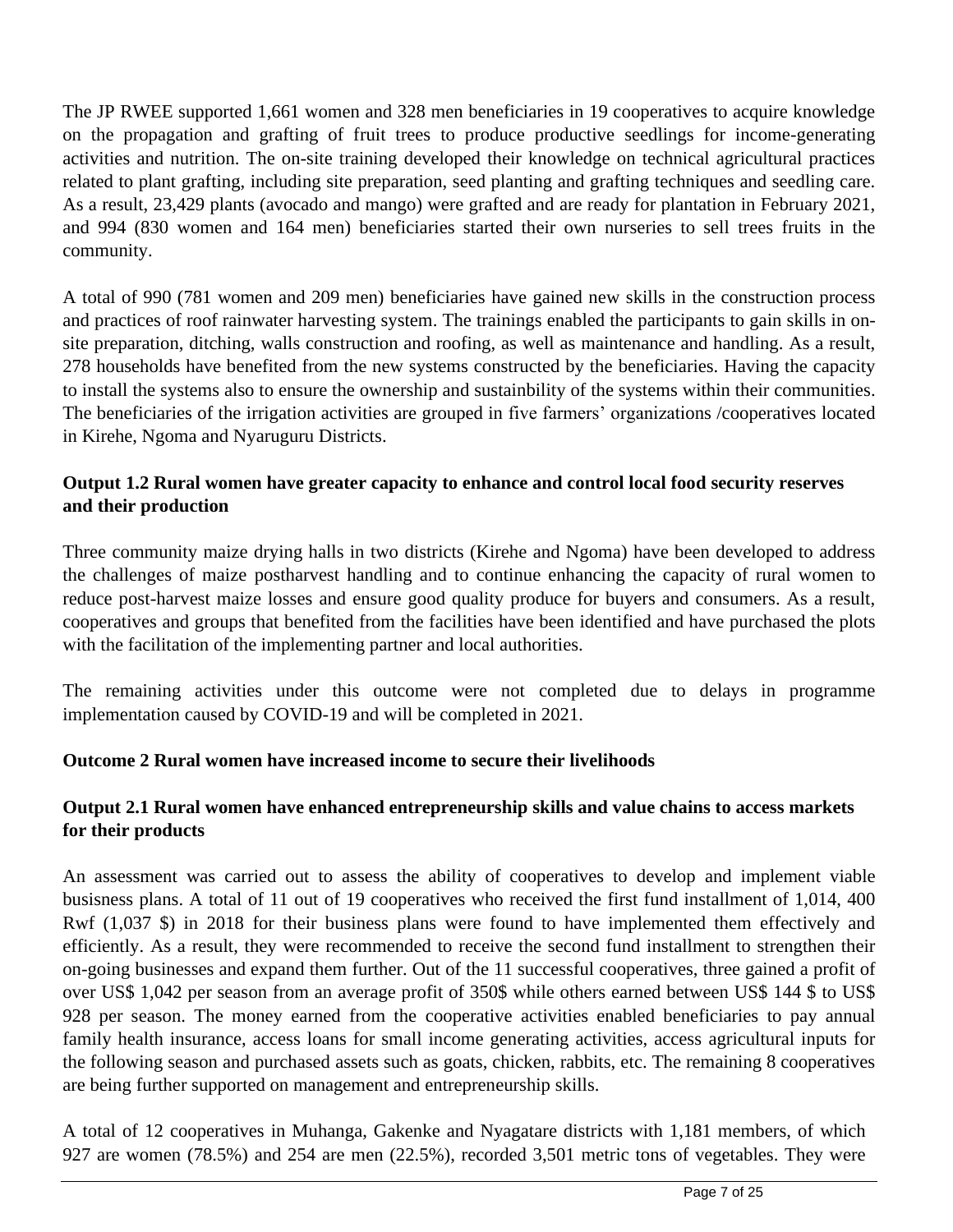The JP RWEE supported 1,661 women and 328 men beneficiaries in 19 cooperatives to acquire knowledge on the propagation and grafting of fruit trees to produce productive seedlings for income-generating activities and nutrition. The on-site training developed their knowledge on technical agricultural practices related to plant grafting, including site preparation, seed planting and grafting techniques and seedling care. As a result, 23,429 plants (avocado and mango) were grafted and are ready for plantation in February 2021, and 994 (830 women and 164 men) beneficiaries started their own nurseries to sell trees fruits in the community.

A total of 990 (781 women and 209 men) beneficiaries have gained new skills in the construction process and practices of roof rainwater harvesting system. The trainings enabled the participants to gain skills in on-site preparation, ditching, walls construction and roofing, as well as maintenance and handling. As a result, 278 households have benefited from the new systems constructed by the beneficiaries. Having the capacity to install the systems also to ensure the ownership and sustainbility of the systems within their communities. The beneficiaries of the irrigation activities are grouped in five farmers' organizations /cooperatives located in Kirehe, Ngoma and Nyaruguru Districts.

**Output 1.2 Rural women have greater capacity to enhance and control local food security reserves and their production**

Three community maize drying halls in two districts (Kirehe and Ngoma) have been developed to address the challenges of maize postharvest handling and to continue enhancing the capacity of rural women to reduce post-harvest maize losses and ensure good quality produce for buyers and consumers. As a result, cooperatives and groups that benefited from the facilities have been identified and have purchased the plots with the facilitation of the implementing partner and local authorities.

The remaining activities under this outcome were not completed due to delays in programme implementation caused by COVID-19 and will be completed in 2021.

**Outcome 2 Rural women have increased income to secure their livelihoods**

**Output 2.1 Rural women have enhanced entrepreneurship skills and value chains to access markets for their products**

An assessment was carried out to assess the ability of cooperatives to develop and implement viable busisness plans. A total of 11 out of 19 cooperatives who received the first fund installment of 1,014, 400 Rwf (1,037 $) in 2018 for their business plans were found to have implemented them effectively and efficiently. As a result, they were recommended to receive the second fund installment to strengthen their on-going businesses and expand them further. Out of the 11 successful cooperatives, three gained a profit of over US$ 1,042 per season from an average profit of 350$ while others earned between US$ 144 $ to US$ 928 per season. The money earned from the cooperative activities enabled beneficiaries to pay annual family health insurance, access loans for small income generating activities, access agricultural inputs for the following season and purchased assets such as goats, chicken, rabbits, etc. The remaining 8 cooperatives are being further supported on management and entrepreneurship skills.

A total of 12 cooperatives in Muhanga, Gakenke and Nyagatare districts with 1,181 members, of which 927 are women (78.5%) and 254 are men (22.5%), recorded 3,501 metric tons of vegetables. They were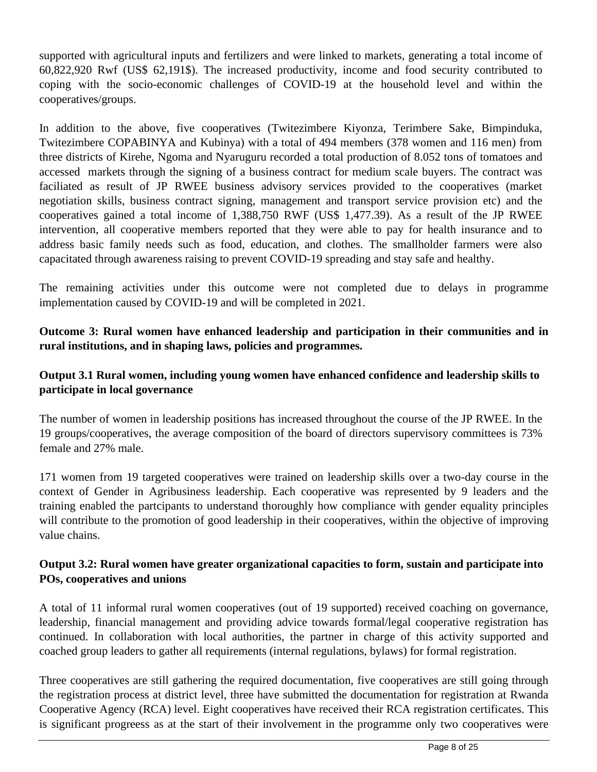supported with agricultural inputs and fertilizers and were linked to markets, generating a total income of 60,822,920 Rwf (US$ 62,191$). The increased productivity, income and food security contributed to coping with the socio-economic challenges of COVID-19 at the household level and within the cooperatives/groups.

In addition to the above, five cooperatives (Twitezimbere Kiyonza, Terimbere Sake, Bimpinduka, Twitezimbere COPABINYA and Kubinya) with a total of 494 members (378 women and 116 men) from three districts of Kirehe, Ngoma and Nyaruguru recorded a total production of 8.052 tons of tomatoes and accessed markets through the signing of a business contract for medium scale buyers. The contract was faciliated as result of JP RWEE business advisory services provided to the cooperatives (market negotiation skills, business contract signing, management and transport service provision etc) and the cooperatives gained a total income of 1,388,750 RWF (US$ 1,477.39). As a result of the JP RWEE intervention, all cooperative members reported that they were able to pay for health insurance and to address basic family needs such as food, education, and clothes. The smallholder farmers were also capacitated through awareness raising to prevent COVID-19 spreading and stay safe and healthy.

The remaining activities under this outcome were not completed due to delays in programme implementation caused by COVID-19 and will be completed in 2021.

**Outcome 3: Rural women have enhanced leadership and participation in their communities and in rural institutions, and in shaping laws, policies and programmes.**

**Output 3.1 Rural women, including young women have enhanced confidence and leadership skills to participate in local governance**

The number of women in leadership positions has increased throughout the course of the JP RWEE. In the 19 groups/cooperatives, the average composition of the board of directors supervisory committees is 73% female and 27% male.

171 women from 19 targeted cooperatives were trained on leadership skills over a two-day course in the context of Gender in Agribusiness leadership. Each cooperative was represented by 9 leaders and the training enabled the partcipants to understand thoroughly how compliance with gender equality principles will contribute to the promotion of good leadership in their cooperatives, within the objective of improving value chains.

**Output 3.2: Rural women have greater organizational capacities to form, sustain and participate into POs, cooperatives and unions**

A total of 11 informal rural women cooperatives (out of 19 supported) received coaching on governance, leadership, financial management and providing advice towards formal/legal cooperative registration has continued. In collaboration with local authorities, the partner in charge of this activity supported and coached group leaders to gather all requirements (internal regulations, bylaws) for formal registration.

Three cooperatives are still gathering the required documentation, five cooperatives are still going through the registration process at district level, three have submitted the documentation for registration at Rwanda Cooperative Agency (RCA) level. Eight cooperatives have received their RCA registration certificates. This is significant progress as at the start of their involvement in the programme only two cooperatives were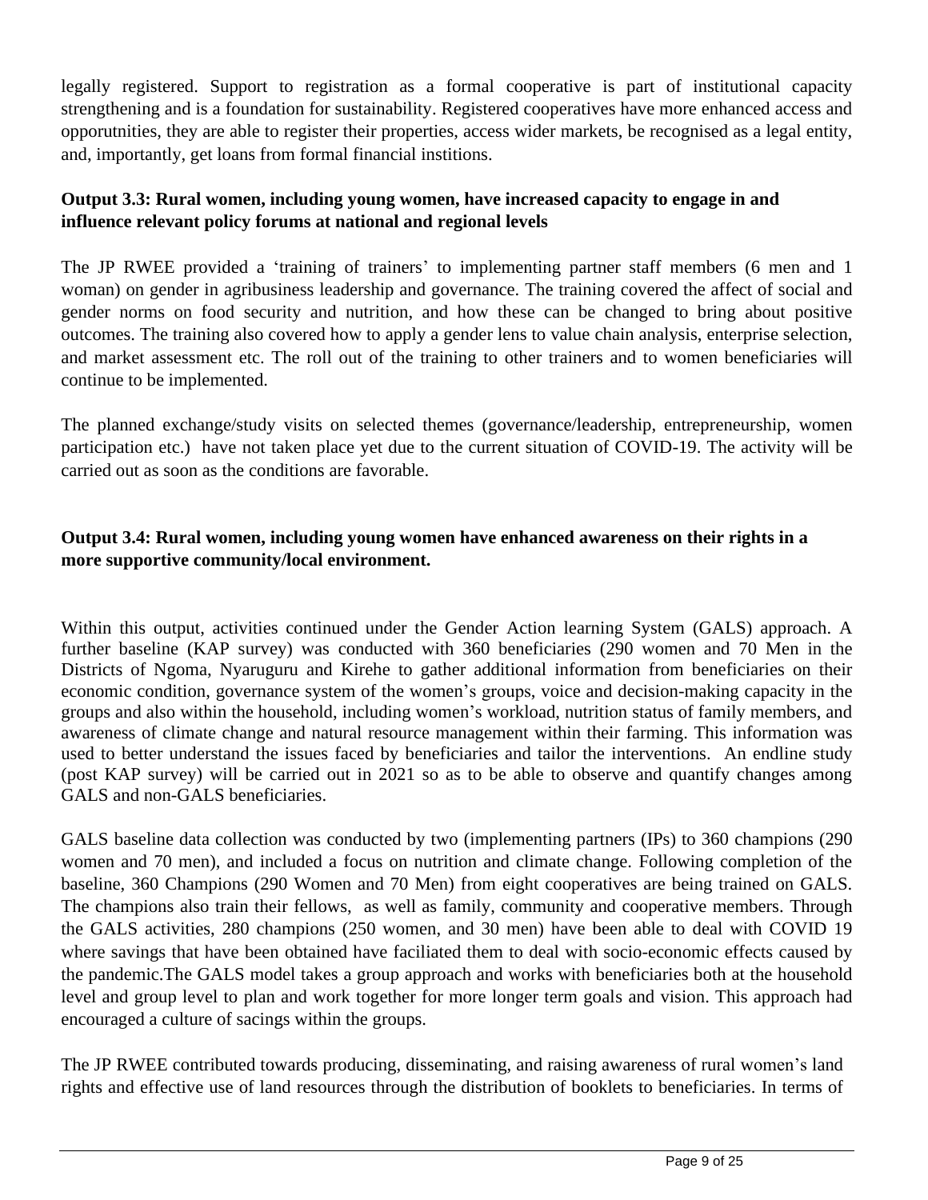legally registered. Support to registration as a formal cooperative is part of institutional capacity strengthening and is a foundation for sustainability. Registered cooperatives have more enhanced access and opporutnities, they are able to register their properties, access wider markets, be recognised as a legal entity, and, importantly, get loans from formal financial institions.

**Output 3.3: Rural women, including young women, have increased capacity to engage in and influence relevant policy forums at national and regional levels**

The JP RWEE provided a 'training of trainers' to implementing partner staff members (6 men and 1 woman) on gender in agribusiness leadership and governance. The training covered the affect of social and gender norms on food security and nutrition, and how these can be changed to bring about positive outcomes. The training also covered how to apply a gender lens to value chain analysis, enterprise selection, and market assessment etc. The roll out of the training to other trainers and to women beneficiaries will continue to be implemented.

The planned exchange/study visits on selected themes (governance/leadership, entrepreneurship, women participation etc.) have not taken place yet due to the current situation of COVID-19. The activity will be carried out as soon as the conditions are favorable.

**Output 3.4: Rural women, including young women have enhanced awareness on their rights in a more supportive community/local environment.**

Within this output, activities continued under the Gender Action learning System (GALS) approach. A further baseline (KAP survey) was conducted with 360 beneficiaries (290 women and 70 Men in the Districts of Ngoma, Nyaruguru and Kirehe to gather additional information from beneficiaries on their economic condition, governance system of the women's groups, voice and decision-making capacity in the groups and also within the household, including women's workload, nutrition status of family members, and awareness of climate change and natural resource management within their farming. This information was used to better understand the issues faced by beneficiaries and tailor the interventions. An endline study (post KAP survey) will be carried out in 2021 so as to be able to observe and quantify changes among GALS and non-GALS beneficiaries.

GALS baseline data collection was conducted by two (implementing partners (IPs) to 360 champions (290 women and 70 men), and included a focus on nutrition and climate change. Following completion of the baseline, 360 Champions (290 Women and 70 Men) from eight cooperatives are being trained on GALS. The champions also train their fellows, as well as family, community and cooperative members. Through the GALS activities, 280 champions (250 women, and 30 men) have been able to deal with COVID 19 where savings that have been obtained have faciliated them to deal with socio-economic effects caused by the pandemic.The GALS model takes a group approach and works with beneficiaries both at the household level and group level to plan and work together for more longer term goals and vision. This approach had encouraged a culture of sacings within the groups.

The JP RWEE contributed towards producing, disseminating, and raising awareness of rural women's land rights and effective use of land resources through the distribution of booklets to beneficiaries. In terms of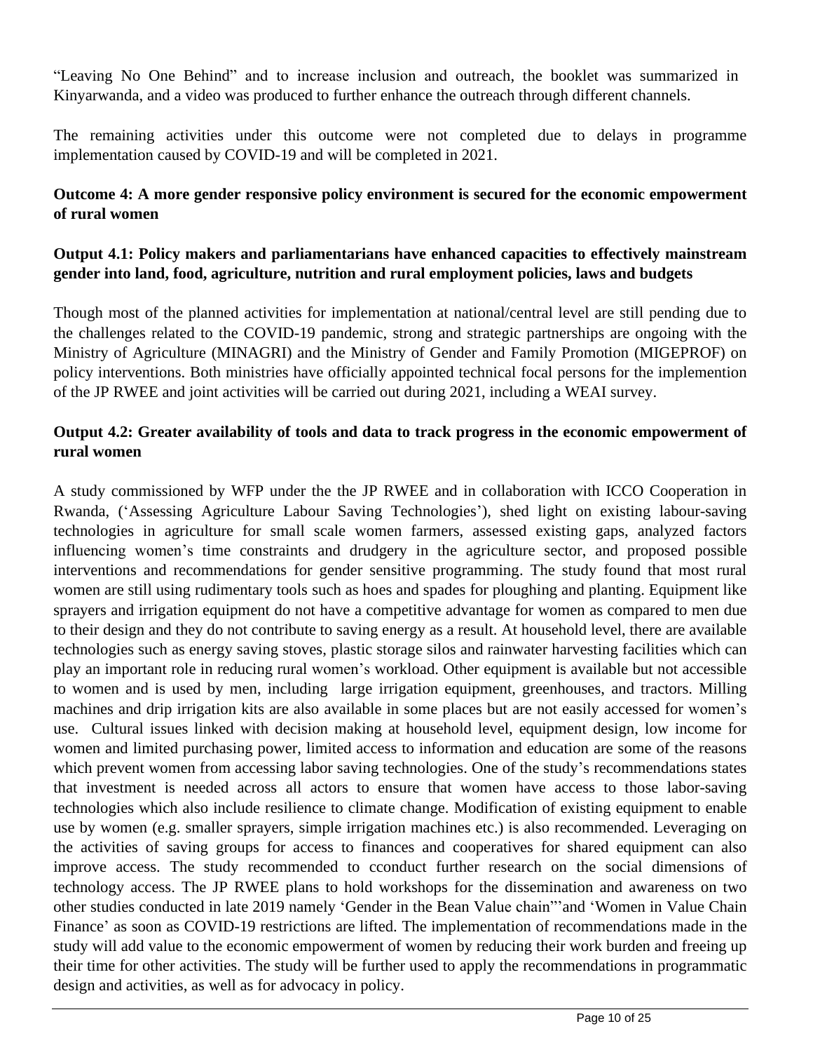"Leaving No One Behind" and to increase inclusion and outreach, the booklet was summarized in Kinyarwanda, and a video was produced to further enhance the outreach through different channels.

The remaining activities under this outcome were not completed due to delays in programme implementation caused by COVID-19 and will be completed in 2021.

**Outcome 4: A more gender responsive policy environment is secured for the economic empowerment of rural women**

**Output 4.1: Policy makers and parliamentarians have enhanced capacities to effectively mainstream gender into land, food, agriculture, nutrition and rural employment policies, laws and budgets**

Though most of the planned activities for implementation at national/central level are still pending due to the challenges related to the COVID-19 pandemic, strong and strategic partnerships are ongoing with the Ministry of Agriculture (MINAGRI) and the Ministry of Gender and Family Promotion (MIGEPROF) on policy interventions. Both ministries have officially appointed technical focal persons for the implemention of the JP RWEE and joint activities will be carried out during 2021, including a WEAI survey.

**Output 4.2: Greater availability of tools and data to track progress in the economic empowerment of rural women**

A study commissioned by WFP under the the JP RWEE and in collaboration with ICCO Cooperation in Rwanda, ('Assessing Agriculture Labour Saving Technologies'), shed light on existing labour-saving technologies in agriculture for small scale women farmers, assessed existing gaps, analyzed factors influencing women's time constraints and drudgery in the agriculture sector, and proposed possible interventions and recommendations for gender sensitive programming. The study found that most rural women are still using rudimentary tools such as hoes and spades for ploughing and planting. Equipment like sprayers and irrigation equipment do not have a competitive advantage for women as compared to men due to their design and they do not contribute to saving energy as a result. At household level, there are available technologies such as energy saving stoves, plastic storage silos and rainwater harvesting facilities which can play an important role in reducing rural women's workload. Other equipment is available but not accessible to women and is used by men, including large irrigation equipment, greenhouses, and tractors. Milling machines and drip irrigation kits are also available in some places but are not easily accessed for women's use. Cultural issues linked with decision making at household level, equipment design, low income for women and limited purchasing power, limited access to information and education are some of the reasons which prevent women from accessing labor saving technologies. One of the study's recommendations states that investment is needed across all actors to ensure that women have access to those labor-saving technologies which also include resilience to climate change. Modification of existing equipment to enable use by women (e.g. smaller sprayers, simple irrigation machines etc.) is also recommended. Leveraging on the activities of saving groups for access to finances and cooperatives for shared equipment can also improve access. The study recommended to cconduct further research on the social dimensions of technology access. The JP RWEE plans to hold workshops for the dissemination and awareness on two other studies conducted in late 2019 namely 'Gender in the Bean Value chain"'and 'Women in Value Chain Finance' as soon as COVID-19 restrictions are lifted. The implementation of recommendations made in the study will add value to the economic empowerment of women by reducing their work burden and freeing up their time for other activities. The study will be further used to apply the recommendations in programmatic design and activities, as well as for advocacy in policy.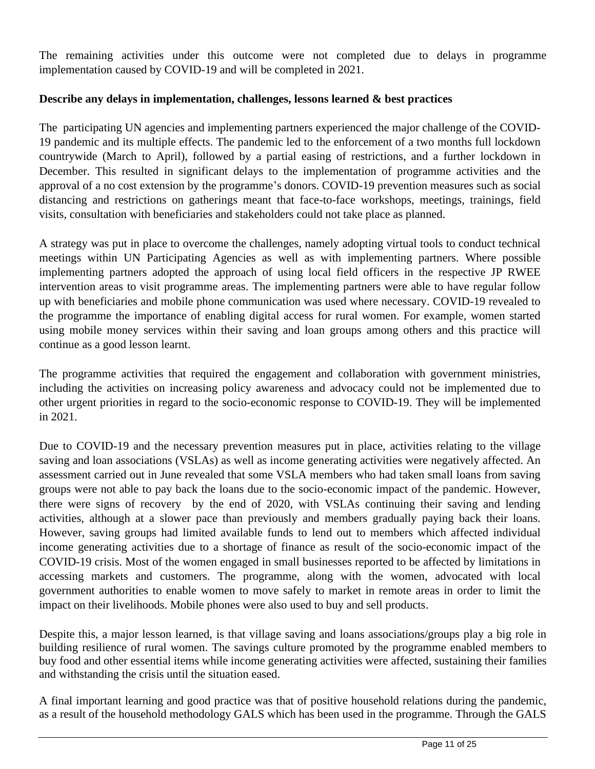The remaining activities under this outcome were not completed due to delays in programme implementation caused by COVID-19 and will be completed in 2021.

**Describe any delays in implementation, challenges, lessons learned & best practices**

The participating UN agencies and implementing partners experienced the major challenge of the COVID-19 pandemic and its multiple effects. The pandemic led to the enforcement of a two months full lockdown countrywide (March to April), followed by a partial easing of restrictions, and a further lockdown in December. This resulted in significant delays to the implementation of programme activities and the approval of a no cost extension by the programme's donors. COVID-19 prevention measures such as social distancing and restrictions on gatherings meant that face-to-face workshops, meetings, trainings, field visits, consultation with beneficiaries and stakeholders could not take place as planned.

A strategy was put in place to overcome the challenges, namely adopting virtual tools to conduct technical meetings within UN Participating Agencies as well as with implementing partners. Where possible implementing partners adopted the approach of using local field officers in the respective JP RWEE intervention areas to visit programme areas. The implementing partners were able to have regular follow up with beneficiaries and mobile phone communication was used where necessary. COVID-19 revealed to the programme the importance of enabling digital access for rural women. For example, women started using mobile money services within their saving and loan groups among others and this practice will continue as a good lesson learnt.

The programme activities that required the engagement and collaboration with government ministries, including the activities on increasing policy awareness and advocacy could not be implemented due to other urgent priorities in regard to the socio-economic response to COVID-19. They will be implemented in 2021.

Due to COVID-19 and the necessary prevention measures put in place, activities relating to the village saving and loan associations (VSLAs) as well as income generating activities were negatively affected. An assessment carried out in June revealed that some VSLA members who had taken small loans from saving groups were not able to pay back the loans due to the socio-economic impact of the pandemic. However, there were signs of recovery by the end of 2020, with VSLAs continuing their saving and lending activities, although at a slower pace than previously and members gradually paying back their loans. However, saving groups had limited available funds to lend out to members which affected individual income generating activities due to a shortage of finance as result of the socio-economic impact of the COVID-19 crisis. Most of the women engaged in small businesses reported to be affected by limitations in accessing markets and customers. The programme, along with the women, advocated with local government authorities to enable women to move safely to market in remote areas in order to limit the impact on their livelihoods. Mobile phones were also used to buy and sell products.

Despite this, a major lesson learned, is that village saving and loans associations/groups play a big role in building resilience of rural women. The savings culture promoted by the programme enabled members to buy food and other essential items while income generating activities were affected, sustaining their families and withstanding the crisis until the situation eased.

A final important learning and good practice was that of positive household relations during the pandemic, as a result of the household methodology GALS which has been used in the programme. Through the GALS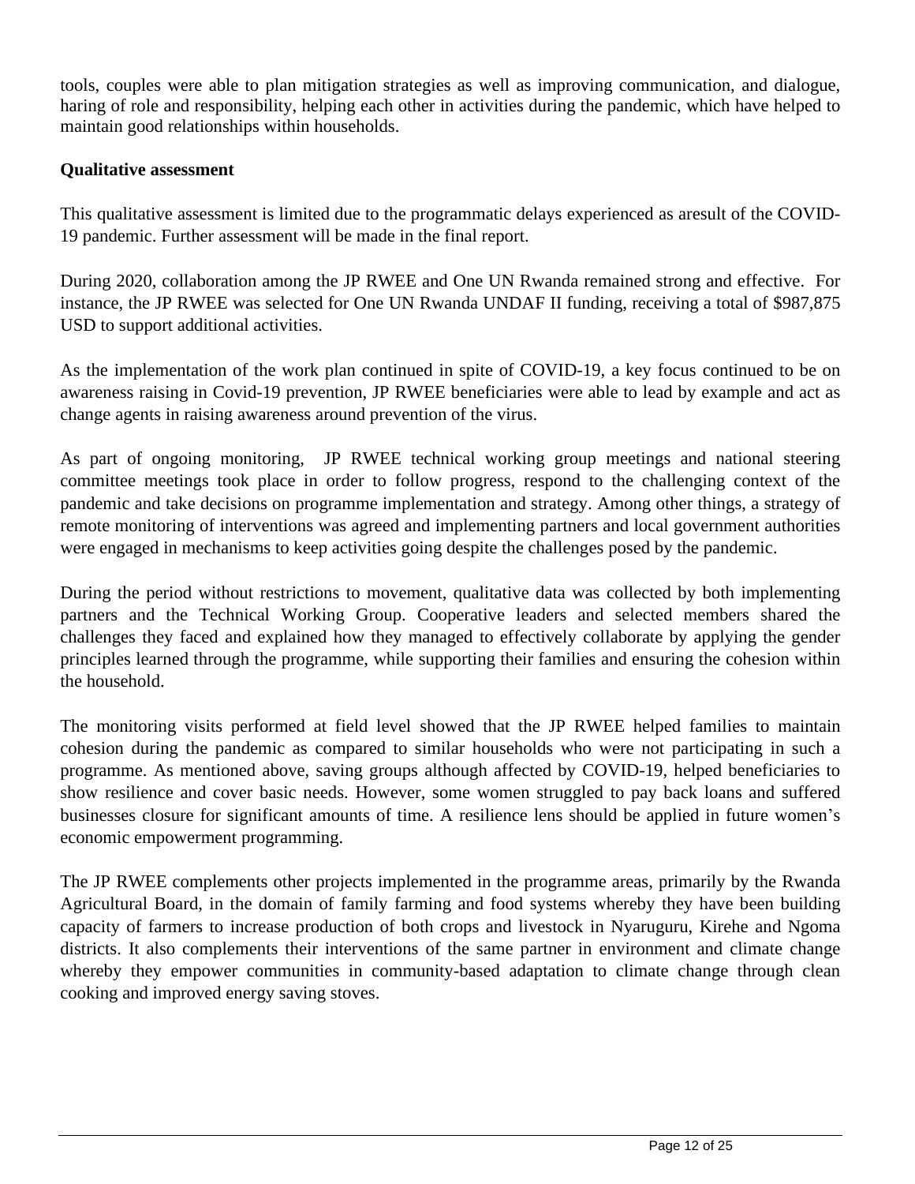tools, couples were able to plan mitigation strategies as well as improving communication, and dialogue, haring of role and responsibility, helping each other in activities during the pandemic, which have helped to maintain good relationships within households.

**Qualitative assessment**

This qualitative assessment is limited due to the programmatic delays experienced as aresult of the COVID-19 pandemic. Further assessment will be made in the final report.

During 2020, collaboration among the JP RWEE and One UN Rwanda remained strong and effective. For instance, the JP RWEE was selected for One UN Rwanda UNDAF II funding, receiving a total of $987,875 USD to support additional activities.

As the implementation of the work plan continued in spite of COVID-19, a key focus continued to be on awareness raising in Covid-19 prevention, JP RWEE beneficiaries were able to lead by example and act as change agents in raising awareness around prevention of the virus.

As part of ongoing monitoring, JP RWEE technical working group meetings and national steering committee meetings took place in order to follow progress, respond to the challenging context of the pandemic and take decisions on programme implementation and strategy. Among other things, a strategy of remote monitoring of interventions was agreed and implementing partners and local government authorities were engaged in mechanisms to keep activities going despite the challenges posed by the pandemic.

During the period without restrictions to movement, qualitative data was collected by both implementing partners and the Technical Working Group. Cooperative leaders and selected members shared the challenges they faced and explained how they managed to effectively collaborate by applying the gender principles learned through the programme, while supporting their families and ensuring the cohesion within the household.

The monitoring visits performed at field level showed that the JP RWEE helped families to maintain cohesion during the pandemic as compared to similar households who were not participating in such a programme. As mentioned above, saving groups although affected by COVID-19, helped beneficiaries to show resilience and cover basic needs. However, some women struggled to pay back loans and suffered businesses closure for significant amounts of time. A resilience lens should be applied in future women's economic empowerment programming.

The JP RWEE complements other projects implemented in the programme areas, primarily by the Rwanda Agricultural Board, in the domain of family farming and food systems whereby they have been building capacity of farmers to increase production of both crops and livestock in Nyaruguru, Kirehe and Ngoma districts. It also complements their interventions of the same partner in environment and climate change whereby they empower communities in community-based adaptation to climate change through clean cooking and improved energy saving stoves.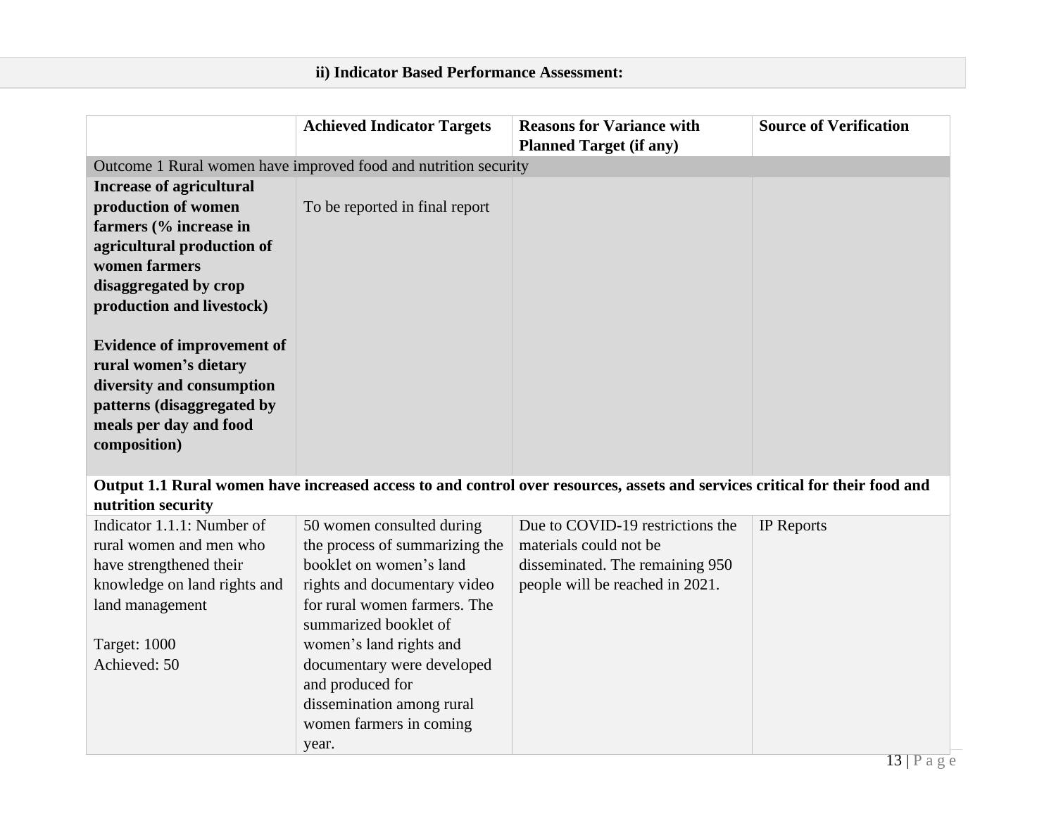### ii) Indicator Based Performance Assessment:

| | Achieved Indicator Targets | Reasons for Variance with Planned Target (if any) | Source of Verification |
|---|---|---|---|
| Outcome 1 Rural women have improved food and nutrition security | | | |
| **Increase of agricultural production of women farmers (% increase in agricultural production of women farmers disaggregated by crop production and livestock)**<br><br>**Evidence of improvement of rural women's dietary diversity and consumption patterns (disaggregated by meals per day and food composition)** | To be reported in final report | | |
| **Output 1.1 Rural women have increased access to and control over resources, assets and services critical for their food and nutrition security** | | | |
| Indicator 1.1.1: Number of rural women and men who have strengthened their knowledge on land rights and land management<br><br>Target: 1000<br>Achieved: 50 | 50 women consulted during the process of summarizing the booklet on women's land rights and documentary video for rural women farmers. The summarized booklet of women's land rights and documentary were developed and produced for dissemination among rural women farmers in coming year. | Due to COVID-19 restrictions the materials could not be disseminated. The remaining 950 people will be reached in 2021. | IP Reports |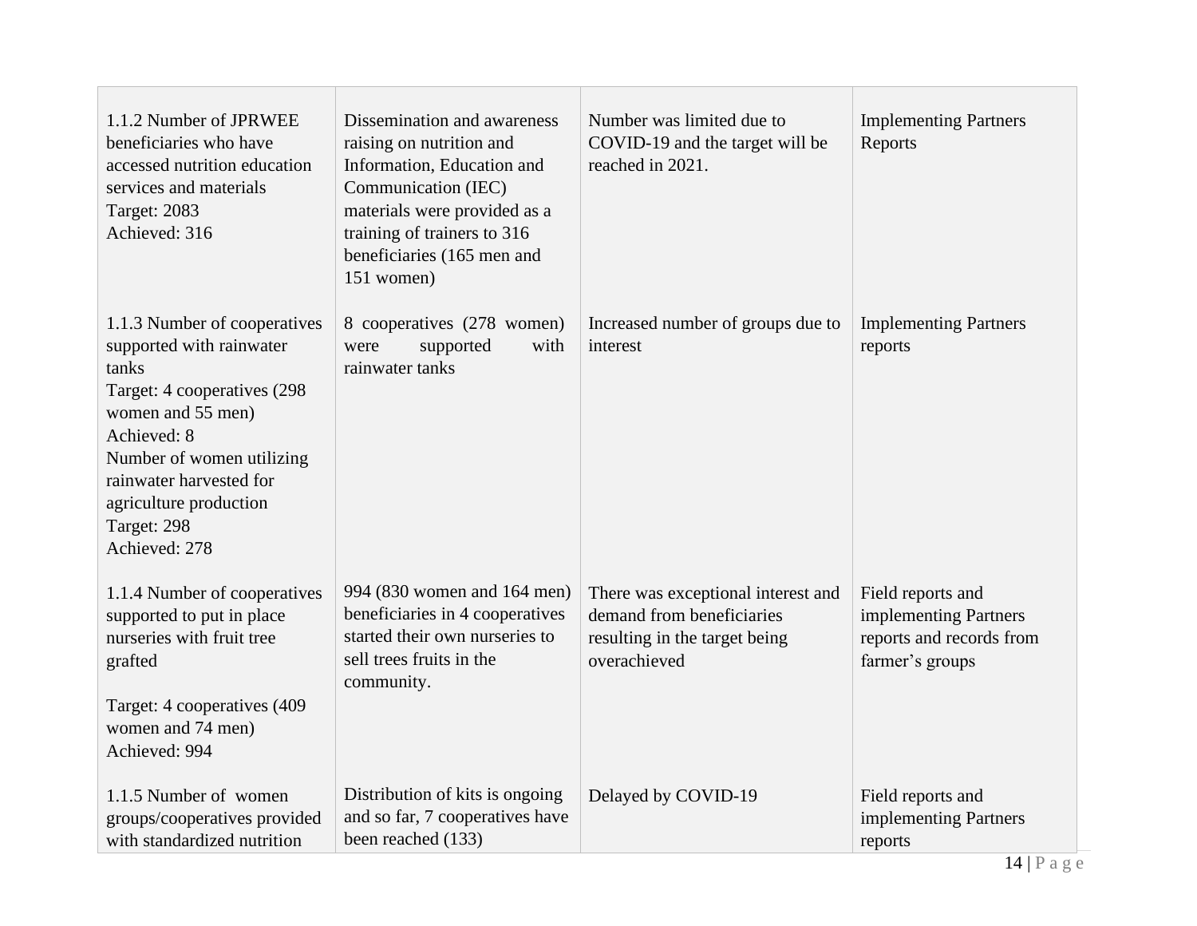| | | | |
|---|---|---|---|
| 1.1.2 Number of JPRWEE beneficiaries who have accessed nutrition education services and materials<br>Target: 2083<br>Achieved: 316 | Dissemination and awareness raising on nutrition and Information, Education and Communication (IEC) materials were provided as a training of trainers to 316 beneficiaries (165 men and 151 women) | Number was limited due to COVID-19 and the target will be reached in 2021. | Implementing Partners Reports |
| 1.1.3 Number of cooperatives supported with rainwater tanks<br>Target: 4 cooperatives (298 women and 55 men)<br>Achieved: 8<br>Number of women utilizing rainwater harvested for agriculture production<br>Target: 298<br>Achieved: 278 | 8 cooperatives (278 women) were supported with rainwater tanks | Increased number of groups due to interest | Implementing Partners reports |
| 1.1.4 Number of cooperatives supported to put in place nurseries with fruit tree grafted<br><br>Target: 4 cooperatives (409 women and 74 men)<br>Achieved: 994 | 994 (830 women and 164 men) beneficiaries in 4 cooperatives started their own nurseries to sell trees fruits in the community. | There was exceptional interest and demand from beneficiaries resulting in the target being overachieved | Field reports and implementing Partners reports and records from farmer's groups |
| 1.1.5 Number of women groups/cooperatives provided with standardized nutrition | Distribution of kits is ongoing and so far, 7 cooperatives have been reached (133) | Delayed by COVID-19 | Field reports and implementing Partners reports |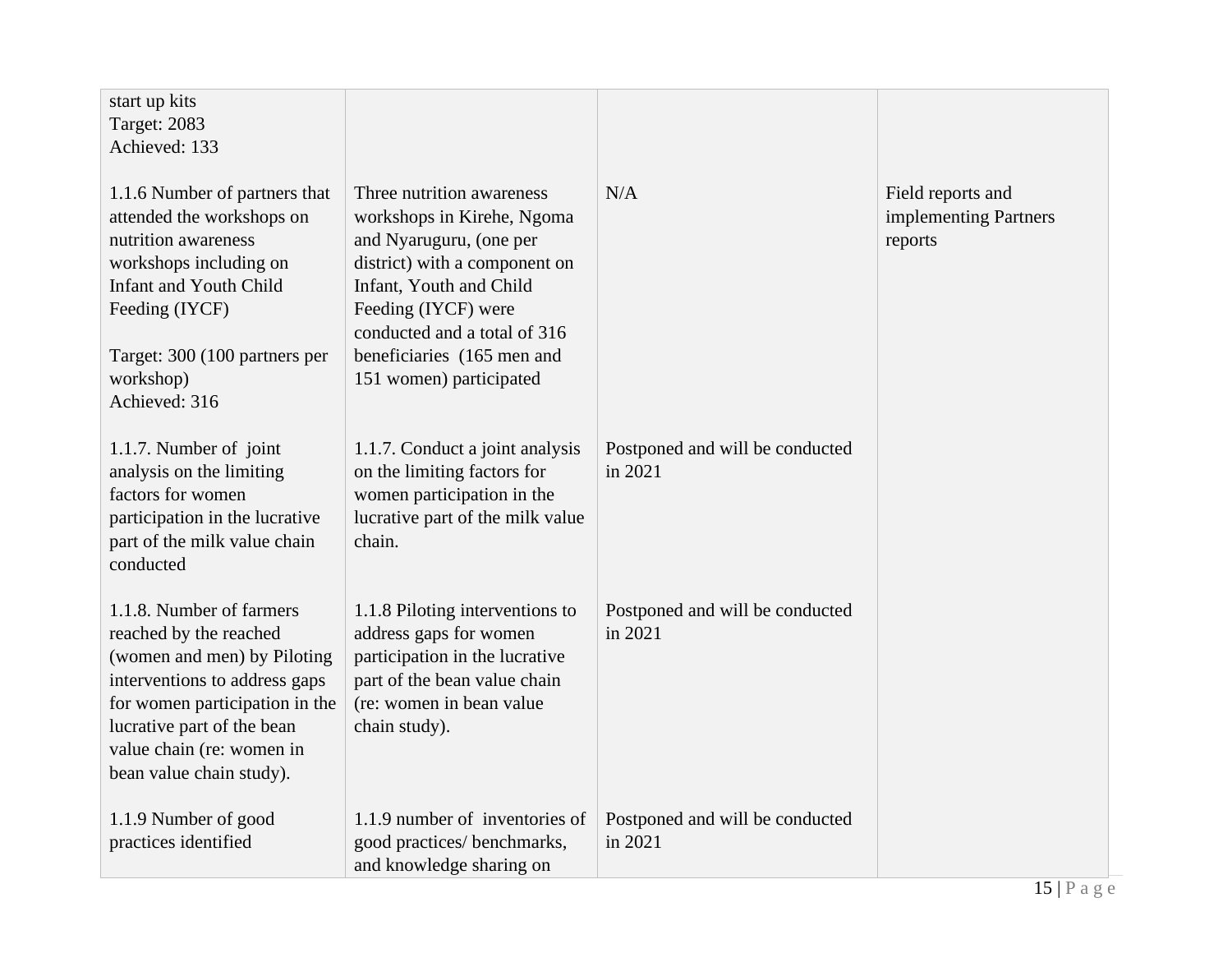| | | | |
|---|---|---|---|
| start up kits<br>Target: 2083<br>Achieved: 133 | | | |
| 1.1.6 Number of partners that attended the workshops on nutrition awareness workshops including on Infant and Youth Child Feeding (IYCF)<br><br>Target: 300 (100 partners per workshop)<br>Achieved: 316 | Three nutrition awareness workshops in Kirehe, Ngoma and Nyaruguru, (one per district) with a component on Infant, Youth and Child Feeding (IYCF) were conducted and a total of 316 beneficiaries (165 men and 151 women) participated | N/A | Field reports and implementing Partners reports |
| 1.1.7. Number of joint analysis on the limiting factors for women participation in the lucrative part of the milk value chain conducted | 1.1.7. Conduct a joint analysis on the limiting factors for women participation in the lucrative part of the milk value chain. | Postponed and will be conducted in 2021 | |
| 1.1.8. Number of farmers reached by the reached (women and men) by Piloting interventions to address gaps for women participation in the lucrative part of the bean value chain (re: women in bean value chain study). | 1.1.8 Piloting interventions to address gaps for women participation in the lucrative part of the bean value chain (re: women in bean value chain study). | Postponed and will be conducted in 2021 | |
| 1.1.9 Number of good practices identified | 1.1.9 number of inventories of good practices/ benchmarks, and knowledge sharing on | Postponed and will be conducted in 2021 | |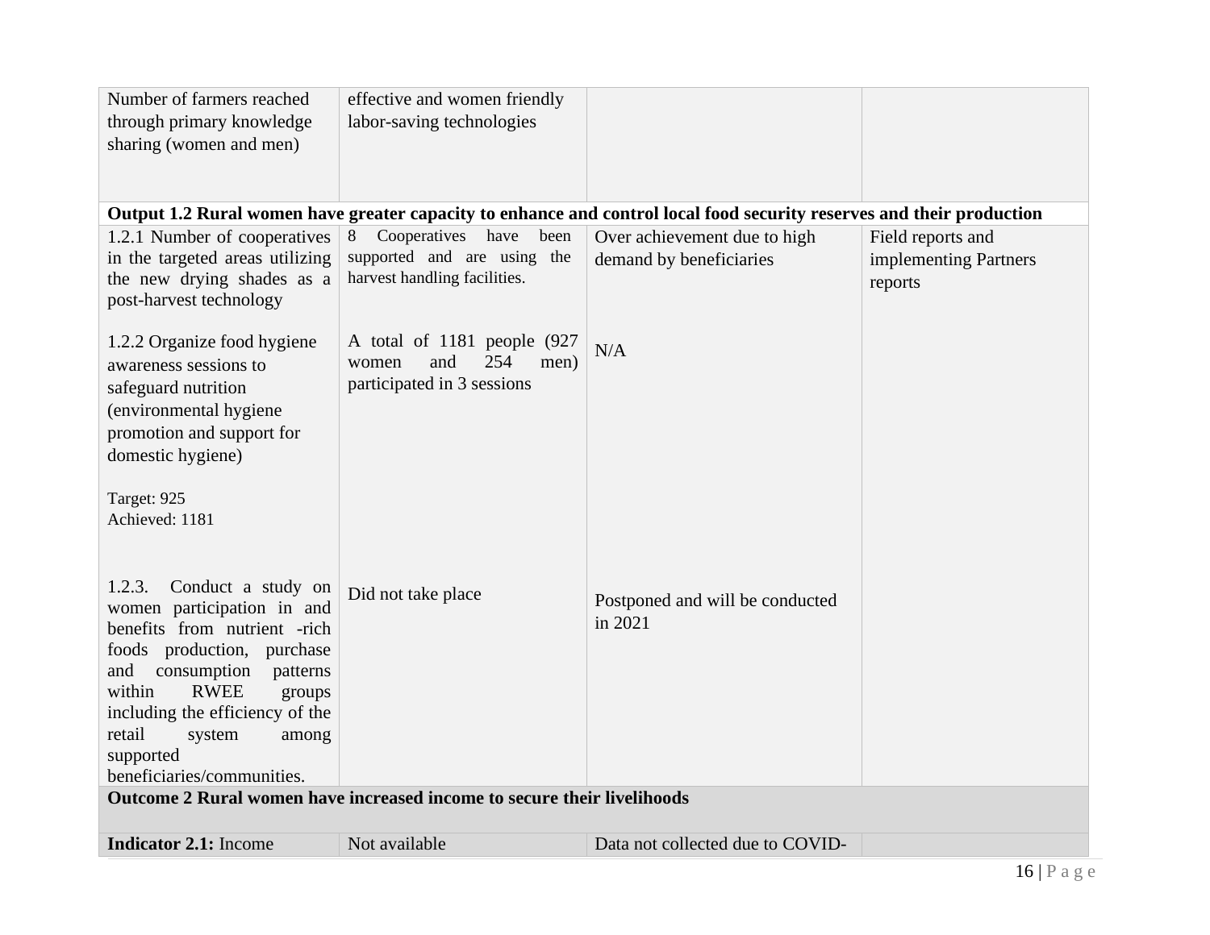| | | | |
|---|---|---|---|
| Number of farmers reached through primary knowledge sharing (women and men) | effective and women friendly labor-saving technologies | | |
| **Output 1.2 Rural women have greater capacity to enhance and control local food security reserves and their production** | | | |
| 1.2.1 Number of cooperatives in the targeted areas utilizing the new drying shades as a post-harvest technology<br><br>1.2.2 Organize food hygiene awareness sessions to safeguard nutrition (environmental hygiene promotion and support for domestic hygiene)<br><br>Target: 925<br>Achieved: 1181<br><br>1.2.3. Conduct a study on women participation in and benefits from nutrient -rich foods production, purchase and consumption patterns within RWEE groups including the efficiency of the retail system among supported beneficiaries/communities. | 8 Cooperatives have been supported and are using the harvest handling facilities.<br><br>A total of 1181 people (927 women and 254 men) participated in 3 sessions<br><br>Did not take place | Over achievement due to high demand by beneficiaries<br><br>N/A<br><br>Postponed and will be conducted in 2021 | Field reports and implementing Partners reports |
| **Outcome 2 Rural women have increased income to secure their livelihoods** | | | |
| **Indicator 2.1:** Income | Not available | Data not collected due to COVID- | |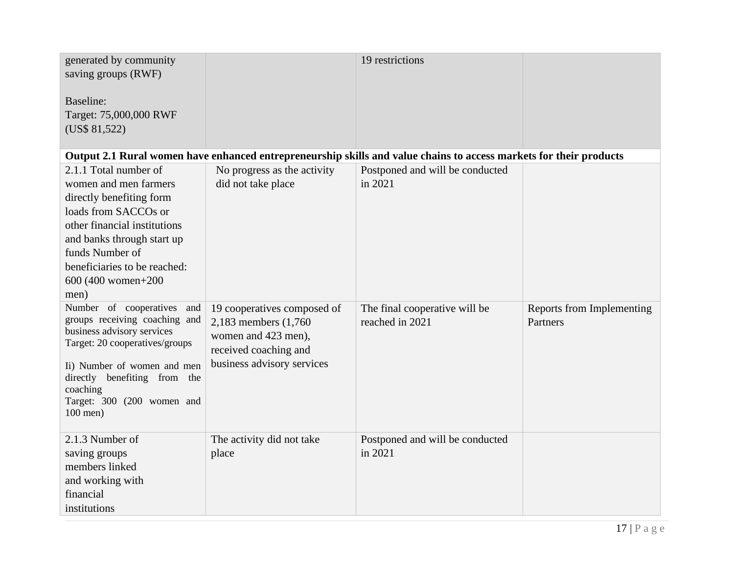| | | | |
|---|---|---|---|
| generated by community saving groups (RWF)<br><br>Baseline:<br>Target: 75,000,000 RWF (US$ 81,522) | | 19 restrictions | |
| **Output 2.1 Rural women have enhanced entrepreneurship skills and value chains to access markets for their products** | | | |
| 2.1.1 Total number of women and men farmers directly benefiting form loads from SACCOs or other financial institutions and banks through start up funds Number of beneficiaries to be reached: 600 (400 women+200 men) | No progress as the activity did not take place | Postponed and will be conducted in 2021 | |
| Number of cooperatives and groups receiving coaching and business advisory services<br>Target: 20 cooperatives/groups<br><br>Ii) Number of women and men directly benefiting from the coaching<br>Target: 300 (200 women and 100 men) | 19 cooperatives composed of 2,183 members (1,760 women and 423 men), received coaching and business advisory services | The final cooperative will be reached in 2021 | Reports from Implementing Partners |
| 2.1.3 Number of saving groups members linked and working with financial institutions | The activity did not take place | Postponed and will be conducted in 2021 | |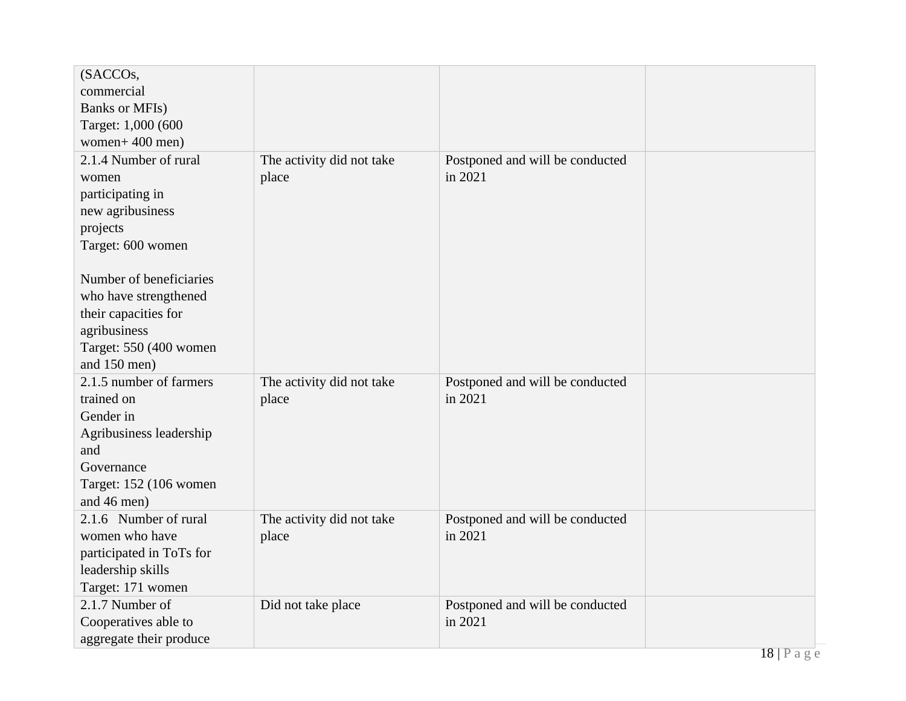| | | | |
|---|---|---|---|
| (SACCOs, commercial Banks or MFIs)<br>Target: 1,000 (600 women+ 400 men) | | | |
| 2.1.4 Number of rural women participating in new agribusiness projects<br>Target: 600 women<br><br>Number of beneficiaries who have strengthened their capacities for agribusiness<br>Target: 550 (400 women and 150 men) | The activity did not take place | Postponed and will be conducted in 2021 | |
| 2.1.5 number of farmers trained on Gender in Agribusiness leadership and Governance<br>Target: 152 (106 women and 46 men) | The activity did not take place | Postponed and will be conducted in 2021 | |
| 2.1.6 Number of rural women who have participated in ToTs for leadership skills<br>Target: 171 women | The activity did not take place | Postponed and will be conducted in 2021 | |
| 2.1.7 Number of Cooperatives able to aggregate their produce | Did not take place | Postponed and will be conducted in 2021 | |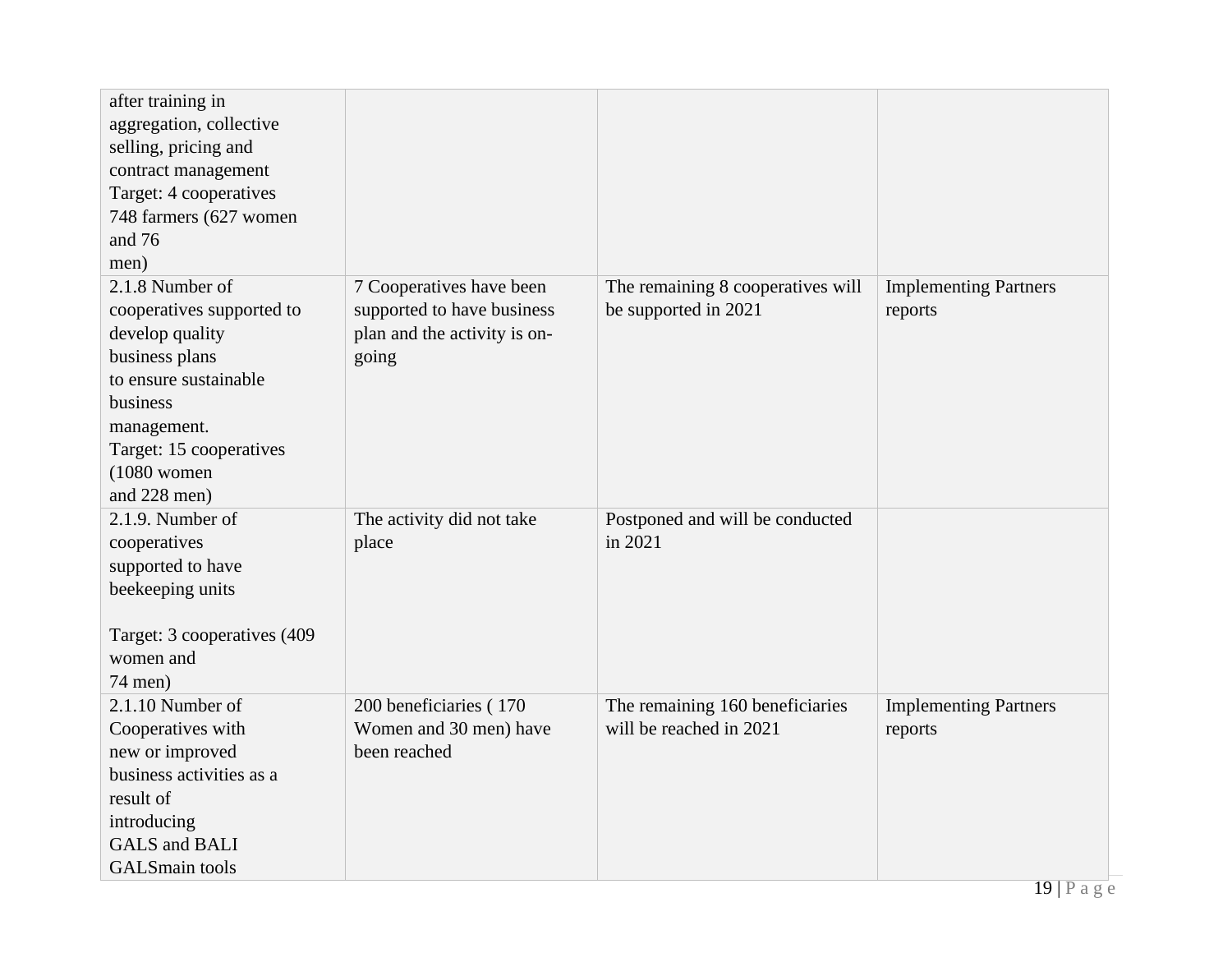| | | | |
|---|---|---|---|
| after training in aggregation, collective selling, pricing and contract management Target: 4 cooperatives 748 farmers (627 women and 76 men) | | | |
| 2.1.8 Number of cooperatives supported to develop quality business plans to ensure sustainable business management. Target: 15 cooperatives (1080 women and 228 men) | 7 Cooperatives have been supported to have business plan and the activity is on-going | The remaining 8 cooperatives will be supported in 2021 | Implementing Partners reports |
| 2.1.9. Number of cooperatives supported to have beekeeping units<br><br>Target: 3 cooperatives (409 women and 74 men) | The activity did not take place | Postponed and will be conducted in 2021 | |
| 2.1.10 Number of Cooperatives with new or improved business activities as a result of introducing GALS and BALI GALSmain tools | 200 beneficiaries ( 170 Women and 30 men) have been reached | The remaining 160 beneficiaries will be reached in 2021 | Implementing Partners reports |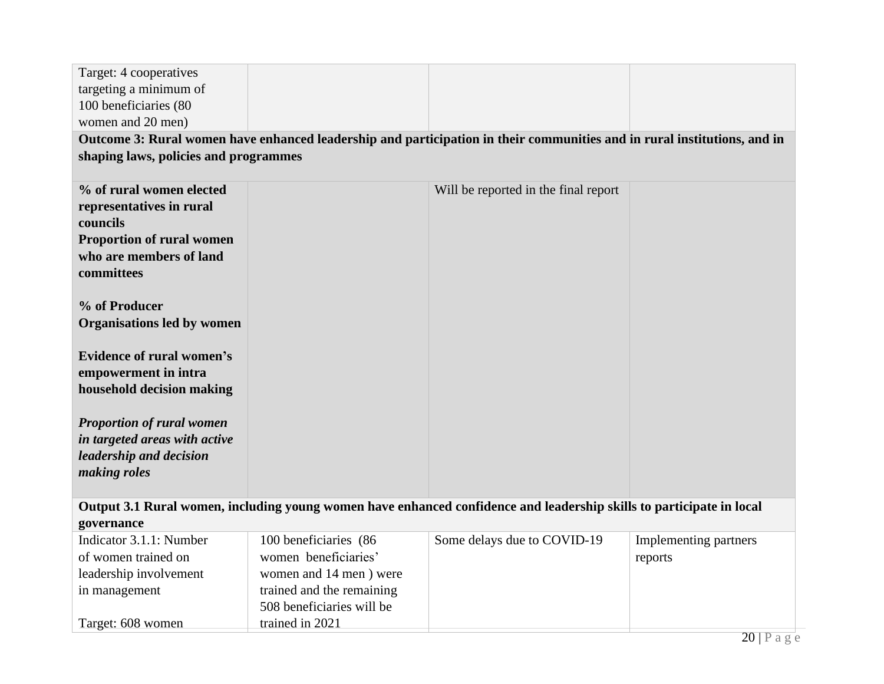| | | | |
|---|---|---|---|
| Target: 4 cooperatives targeting a minimum of 100 beneficiaries (80 women and 20 men) | | | |
| **Outcome 3: Rural women have enhanced leadership and participation in their communities and in rural institutions, and in shaping laws, policies and programmes** | | | |
| **% of rural women elected representatives in rural councils**<br>**Proportion of rural women who are members of land committees**<br><br>**% of Producer Organisations led by women**<br><br>**Evidence of rural women's empowerment in intra household decision making**<br><br>***Proportion of rural women in targeted areas with active leadership and decision making roles*** | | Will be reported in the final report | |
| **Output 3.1 Rural women, including young women have enhanced confidence and leadership skills to participate in local governance** | | | |
| Indicator 3.1.1: Number of women trained on leadership involvement in management<br><br>Target: 608 women | 100 beneficiaries (86 women beneficiaries' women and 14 men ) were trained and the remaining 508 beneficiaries will be trained in 2021 | Some delays due to COVID-19 | Implementing partners reports |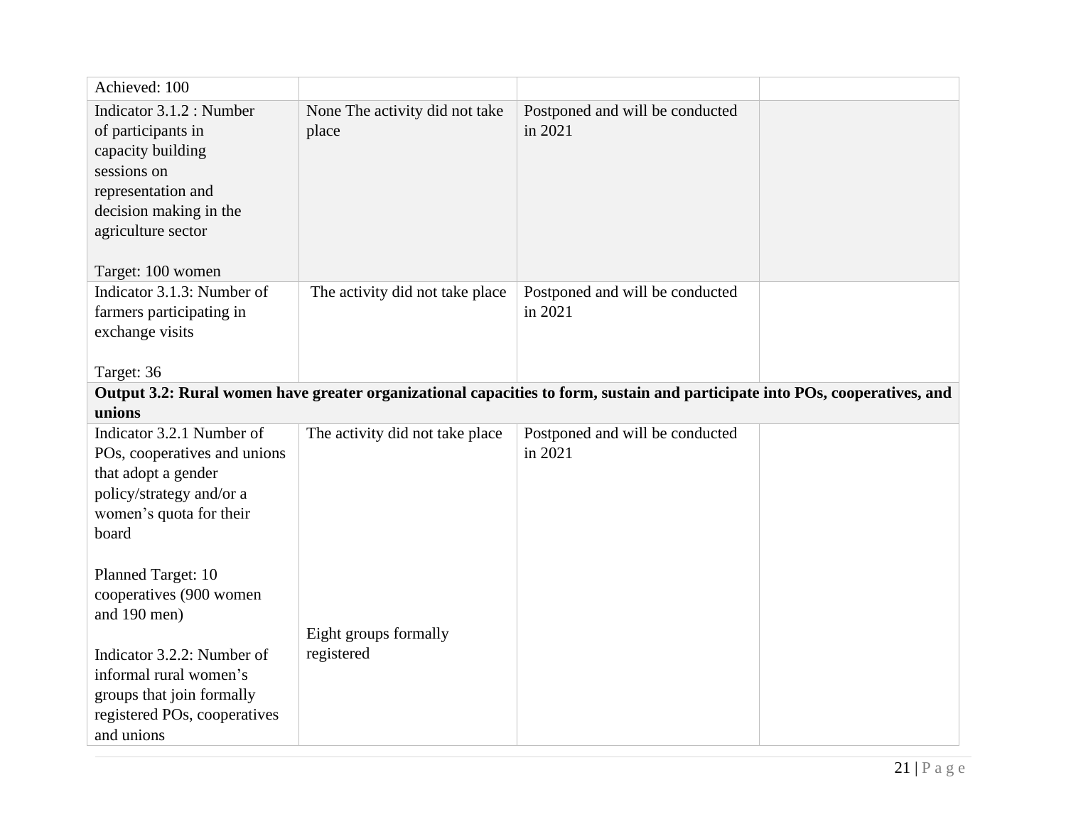| | | | |
|---|---|---|---|
| Achieved: 100 | | | |
| Indicator 3.1.2 : Number of participants in capacity building sessions on representation and decision making in the agriculture sector<br><br>Target: 100 women | None The activity did not take place | Postponed and will be conducted in 2021 | |
| Indicator 3.1.3: Number of farmers participating in exchange visits<br><br>Target: 36 | The activity did not take place | Postponed and will be conducted in 2021 | |
| **Output 3.2: Rural women have greater organizational capacities to form, sustain and participate into POs, cooperatives, and unions** | | | |
| Indicator 3.2.1 Number of POs, cooperatives and unions that adopt a gender policy/strategy and/or a women's quota for their board<br><br>Planned Target: 10 cooperatives (900 women and 190 men)<br><br>Indicator 3.2.2: Number of informal rural women's groups that join formally registered POs, cooperatives and unions | The activity did not take place<br><br>Eight groups formally registered | Postponed and will be conducted in 2021 | |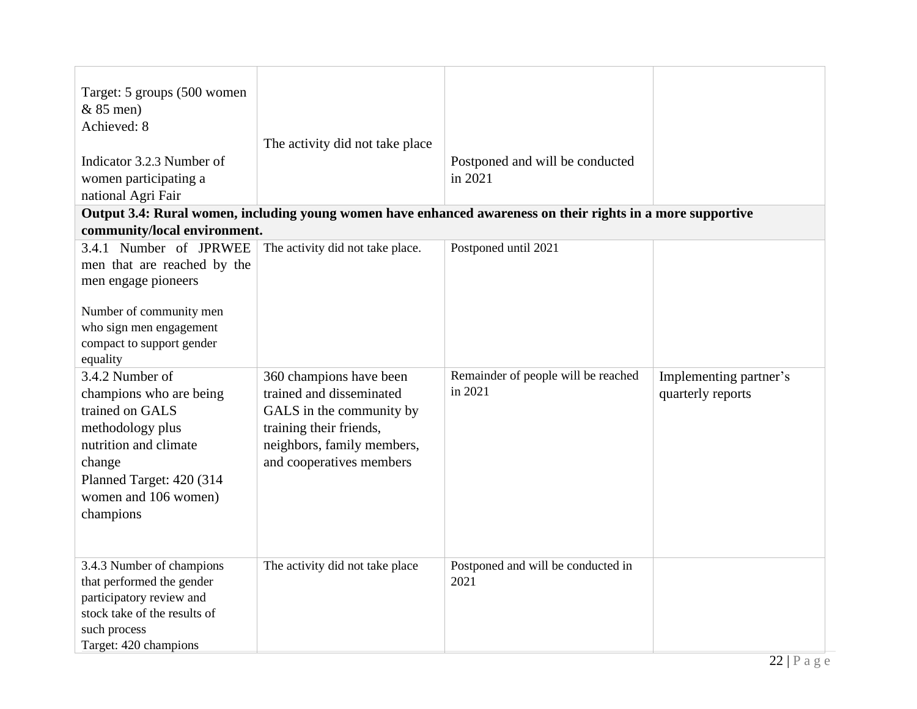| | | | |
|---|---|---|---|
| Target: 5 groups (500 women & 85 men)<br>Achieved: 8<br><br>Indicator 3.2.3 Number of women participating a national Agri Fair | The activity did not take place | Postponed and will be conducted in 2021 | |
| **Output 3.4: Rural women, including young women have enhanced awareness on their rights in a more supportive community/local environment.** | | | |
| 3.4.1 Number of JPRWEE men that are reached by the men engage pioneers<br><br>Number of community men who sign men engagement compact to support gender equality | The activity did not take place. | Postponed until 2021 | |
| 3.4.2 Number of champions who are being trained on GALS methodology plus nutrition and climate change<br>Planned Target: 420 (314 women and 106 women) champions | 360 champions have been trained and disseminated GALS in the community by training their friends, neighbors, family members, and cooperatives members | Remainder of people will be reached in 2021 | Implementing partner's quarterly reports |
| 3.4.3 Number of champions that performed the gender participatory review and stock take of the results of such process<br>Target: 420 champions | The activity did not take place | Postponed and will be conducted in 2021 | |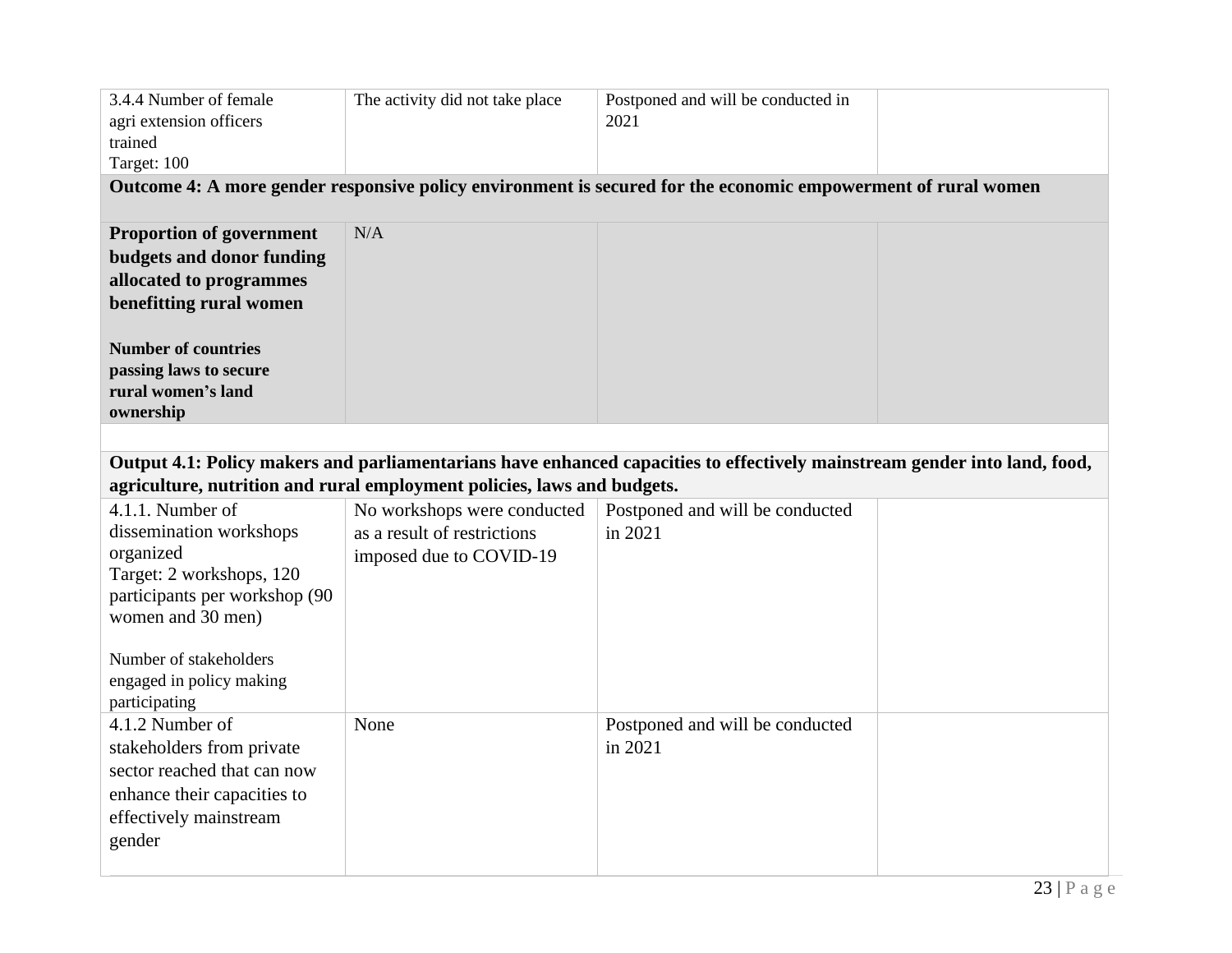| | | | |
|---|---|---|---|
| 3.4.4 Number of female agri extension officers trained<br>Target: 100 | The activity did not take place | Postponed and will be conducted in 2021 | |
| **Outcome 4: A more gender responsive policy environment is secured for the economic empowerment of rural women** | | | |
| **Proportion of government budgets and donor funding allocated to programmes benefitting rural women**<br><br>**Number of countries passing laws to secure rural women's land ownership** | N/A | | |
| | | | |
| **Output 4.1: Policy makers and parliamentarians have enhanced capacities to effectively mainstream gender into land, food, agriculture, nutrition and rural employment policies, laws and budgets.** | | | |
| 4.1.1. Number of dissemination workshops organized<br>Target: 2 workshops, 120 participants per workshop (90 women and 30 men)<br><br>Number of stakeholders engaged in policy making participating | No workshops were conducted as a result of restrictions imposed due to COVID-19 | Postponed and will be conducted in 2021 | |
| 4.1.2 Number of stakeholders from private sector reached that can now enhance their capacities to effectively mainstream gender | None | Postponed and will be conducted in 2021 | |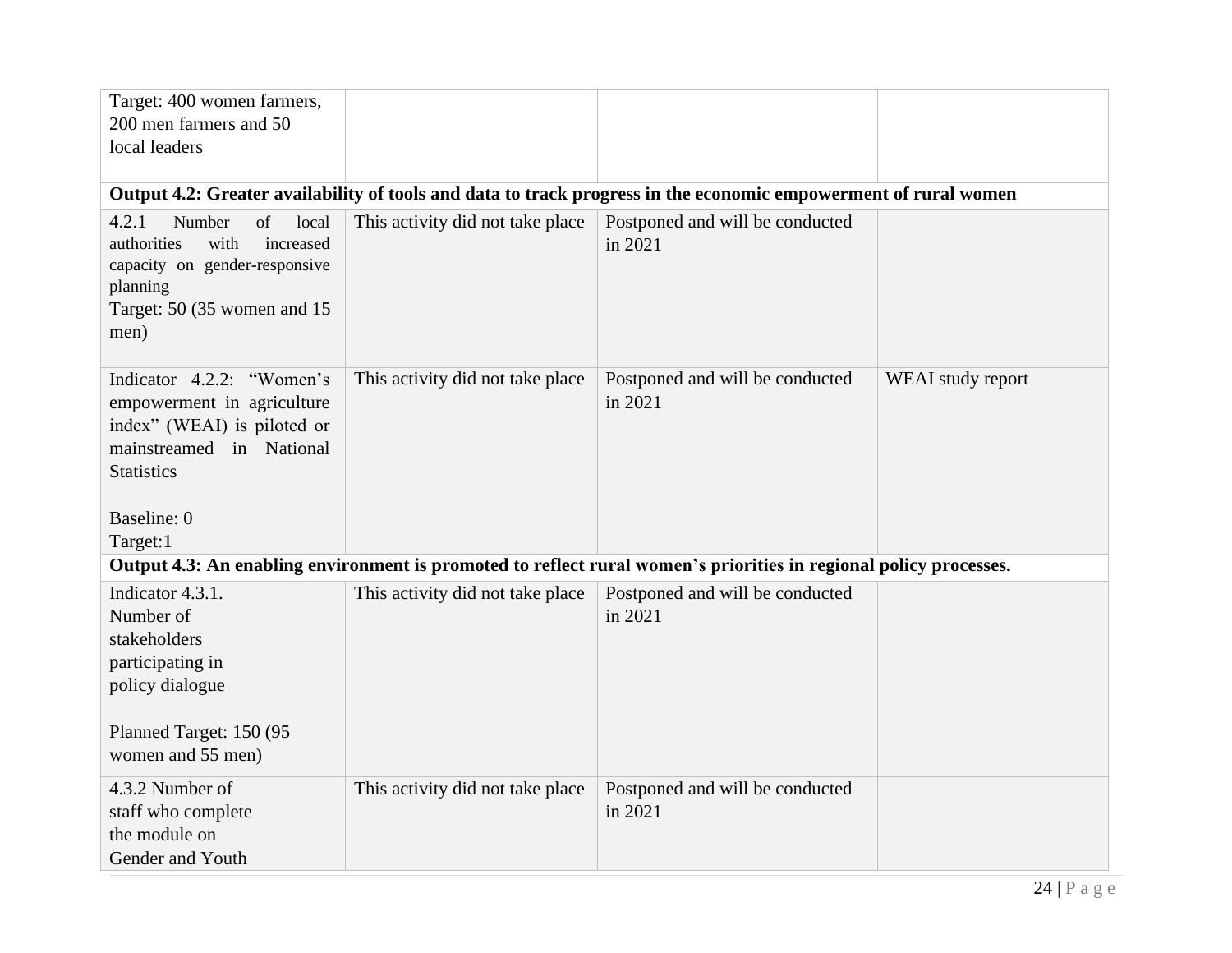| | | | |
|---|---|---|---|
| Target: 400 women farmers, 200 men farmers and 50 local leaders | | | |
| **Output 4.2: Greater availability of tools and data to track progress in the economic empowerment of rural women** | | | |
| 4.2.1 Number of local authorities with increased capacity on gender-responsive planning<br>Target: 50 (35 women and 15 men) | This activity did not take place | Postponed and will be conducted in 2021 | |
| Indicator 4.2.2: "Women's empowerment in agriculture index" (WEAI) is piloted or mainstreamed in National Statistics<br><br>Baseline: 0<br>Target:1 | This activity did not take place | Postponed and will be conducted in 2021 | WEAI study report |
| **Output 4.3: An enabling environment is promoted to reflect rural women's priorities in regional policy processes.** | | | |
| Indicator 4.3.1.<br>Number of stakeholders participating in policy dialogue<br><br>Planned Target: 150 (95 women and 55 men) | This activity did not take place | Postponed and will be conducted in 2021 | |
| 4.3.2 Number of staff who complete the module on Gender and Youth | This activity did not take place | Postponed and will be conducted in 2021 | |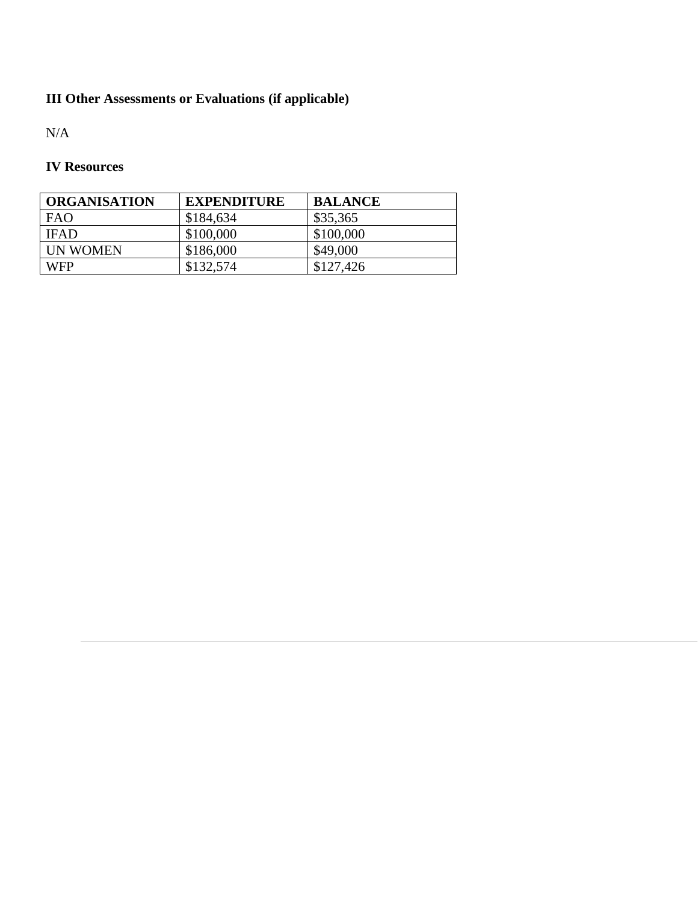**III Other Assessments or Evaluations (if applicable)**

N/A

**IV Resources**

| ORGANISATION | EXPENDITURE | BALANCE |
|---|---|---|
| FAO | $184,634 | $35,365 |
| IFAD | $100,000 | $100,000 |
| UN WOMEN | $186,000 | $49,000 |
| WFP | $132,574 | $127,426 |